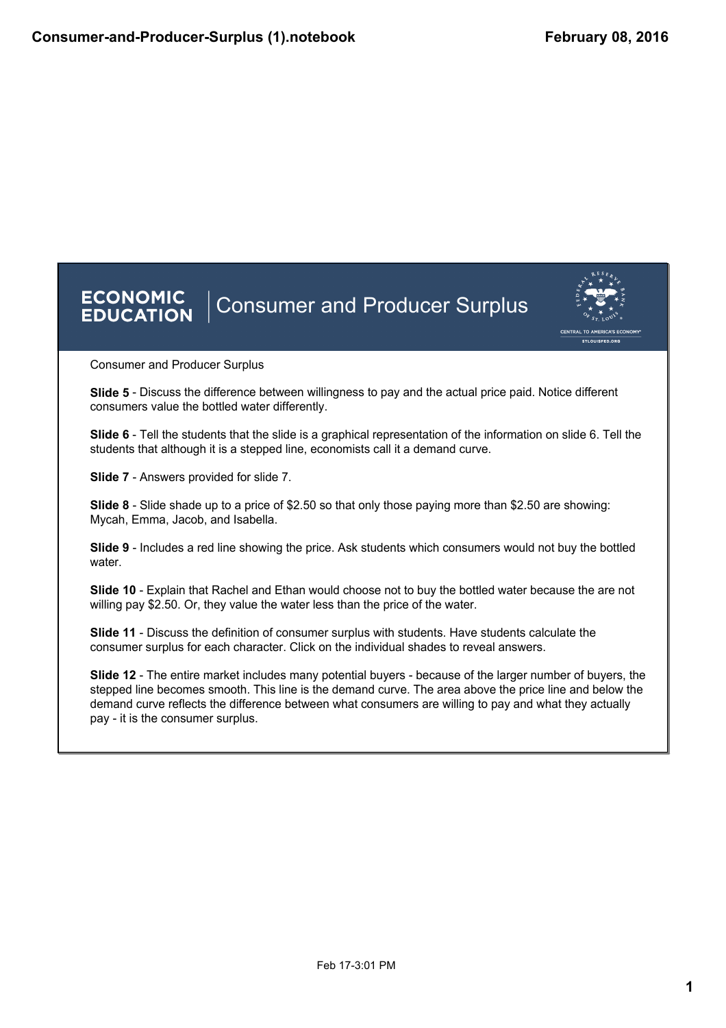# ECONOMIC EDUCATION | Consumer and Producer Surplus

Consumer and Producer Surplus

**Slide 5** - Discuss the difference between willingness to pay and the actual price paid. Notice different consumers value the bottled water differently.

**Slide 6** - Tell the students that the slide is a graphical representation of the information on slide 6. Tell the students that although it is a stepped line, economists call it a demand curve.

**Slide 7** - Answers provided for slide 7.

**Slide 8** - Slide shade up to a price of $2.50 so that only those paying more than $2.50 are showing: Mycah, Emma, Jacob, and Isabella.

**Slide 9** - Includes a red line showing the price. Ask students which consumers would not buy the bottled water.

**Slide 10** - Explain that Rachel and Ethan would choose not to buy the bottled water because the are not willing pay $2.50. Or, they value the water less than the price of the water.

**Slide 11** - Discuss the definition of consumer surplus with students. Have students calculate the consumer surplus for each character. Click on the individual shades to reveal answers.

**Slide 12** - The entire market includes many potential buyers - because of the larger number of buyers, the stepped line becomes smooth. This line is the demand curve. The area above the price line and below the demand curve reflects the difference between what consumers are willing to pay and what they actually pay - it is the consumer surplus.

Feb 17-3:01 PM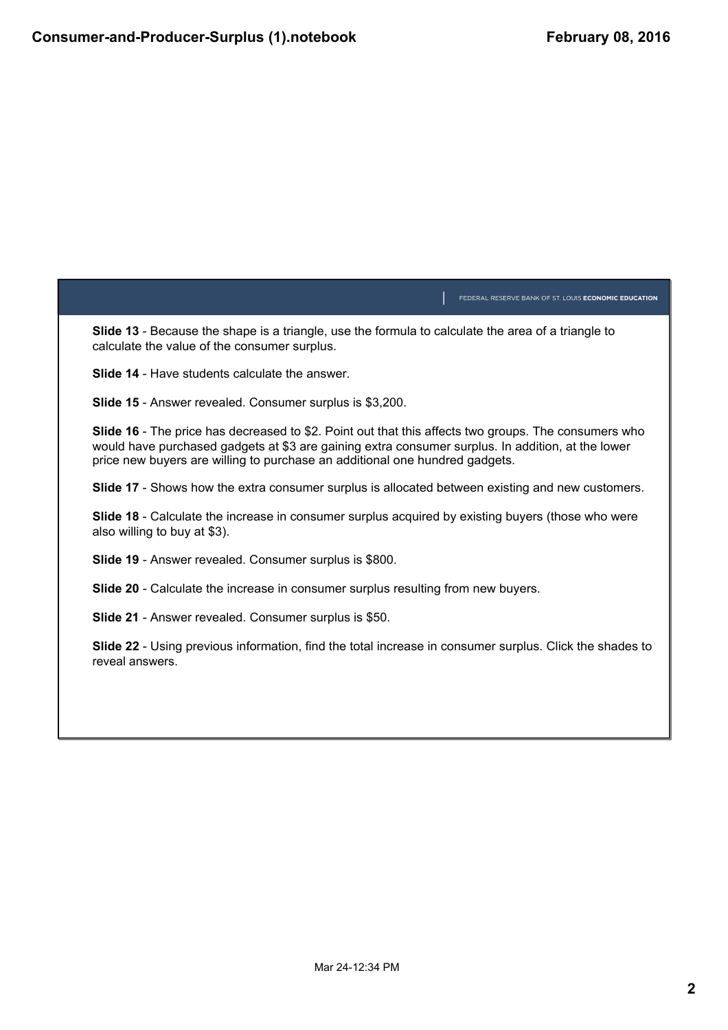**Slide 13** - Because the shape is a triangle, use the formula to calculate the area of a triangle to calculate the value of the consumer surplus.

**Slide 14** - Have students calculate the answer.

**Slide 15** - Answer revealed. Consumer surplus is $3,200.

**Slide 16** - The price has decreased to $2. Point out that this affects two groups. The consumers who would have purchased gadgets at $3 are gaining extra consumer surplus. In addition, at the lower price new buyers are willing to purchase an additional one hundred gadgets.

**Slide 17** - Shows how the extra consumer surplus is allocated between existing and new customers.

**Slide 18** - Calculate the increase in consumer surplus acquired by existing buyers (those who were also willing to buy at $3).

**Slide 19** - Answer revealed. Consumer surplus is $800.

**Slide 20** - Calculate the increase in consumer surplus resulting from new buyers.

**Slide 21** - Answer revealed. Consumer surplus is $50.

**Slide 22** - Using previous information, find the total increase in consumer surplus. Click the shades to reveal answers.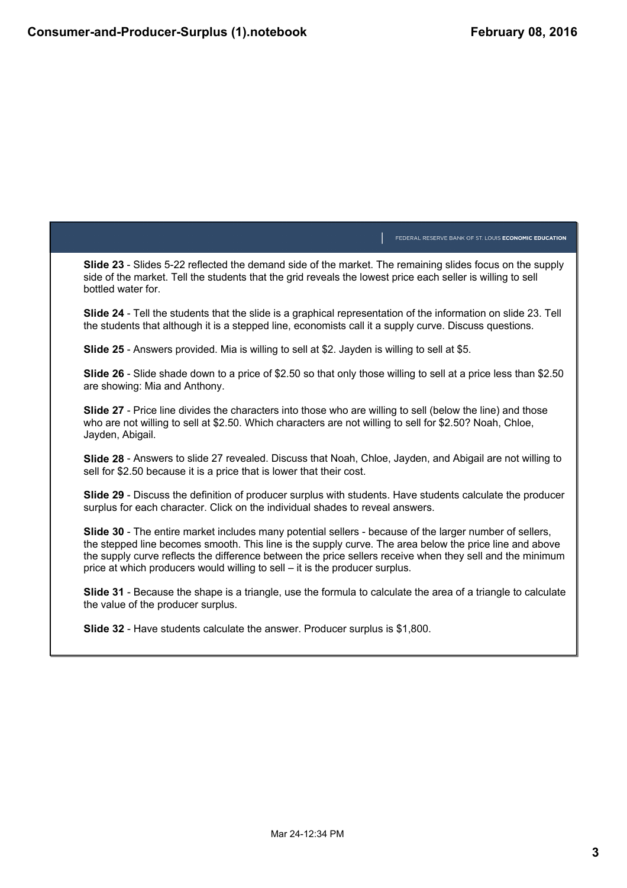FEDERAL RESERVE BANK OF ST. LOUIS **ECONOMIC EDUCATION**

**Slide 23** - Slides 5-22 reflected the demand side of the market. The remaining slides focus on the supply side of the market. Tell the students that the grid reveals the lowest price each seller is willing to sell bottled water for.

**Slide 24** - Tell the students that the slide is a graphical representation of the information on slide 23. Tell the students that although it is a stepped line, economists call it a supply curve. Discuss questions.

**Slide 25** - Answers provided. Mia is willing to sell at $2. Jayden is willing to sell at $5.

**Slide 26** - Slide shade down to a price of $2.50 so that only those willing to sell at a price less than $2.50 are showing: Mia and Anthony.

**Slide 27** - Price line divides the characters into those who are willing to sell (below the line) and those who are not willing to sell at $2.50. Which characters are not willing to sell for $2.50? Noah, Chloe, Jayden, Abigail.

**Slide 28** - Answers to slide 27 revealed. Discuss that Noah, Chloe, Jayden, and Abigail are not willing to sell for $2.50 because it is a price that is lower that their cost.

**Slide 29** - Discuss the definition of producer surplus with students. Have students calculate the producer surplus for each character. Click on the individual shades to reveal answers.

**Slide 30** - The entire market includes many potential sellers - because of the larger number of sellers, the stepped line becomes smooth. This line is the supply curve. The area below the price line and above the supply curve reflects the difference between the price sellers receive when they sell and the minimum price at which producers would willing to sell – it is the producer surplus.

**Slide 31** - Because the shape is a triangle, use the formula to calculate the area of a triangle to calculate the value of the producer surplus.

**Slide 32** - Have students calculate the answer. Producer surplus is $1,800.

Mar 24-12:34 PM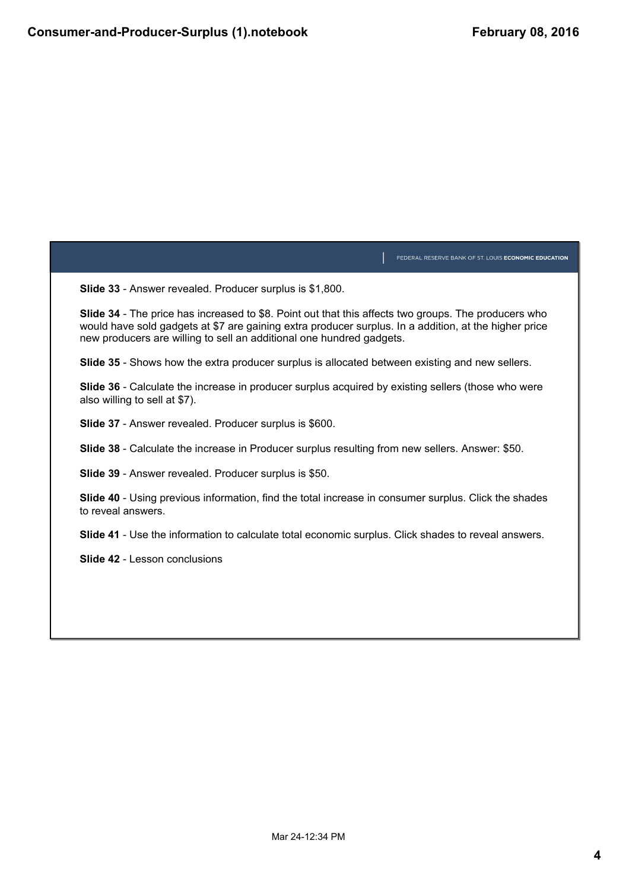FEDERAL RESERVE BANK OF ST. LOUIS **ECONOMIC EDUCATION**

**Slide 33** - Answer revealed. Producer surplus is $1,800.

**Slide 34** - The price has increased to $8. Point out that this affects two groups. The producers who would have sold gadgets at $7 are gaining extra producer surplus. In a addition, at the higher price new producers are willing to sell an additional one hundred gadgets.

**Slide 35** - Shows how the extra producer surplus is allocated between existing and new sellers.

**Slide 36** - Calculate the increase in producer surplus acquired by existing sellers (those who were also willing to sell at $7).

**Slide 37** - Answer revealed. Producer surplus is $600.

**Slide 38** - Calculate the increase in Producer surplus resulting from new sellers. Answer: $50.

**Slide 39** - Answer revealed. Producer surplus is $50.

**Slide 40** - Using previous information, find the total increase in consumer surplus. Click the shades to reveal answers.

**Slide 41** - Use the information to calculate total economic surplus. Click shades to reveal answers.

**Slide 42** - Lesson conclusions

Mar 24-12:34 PM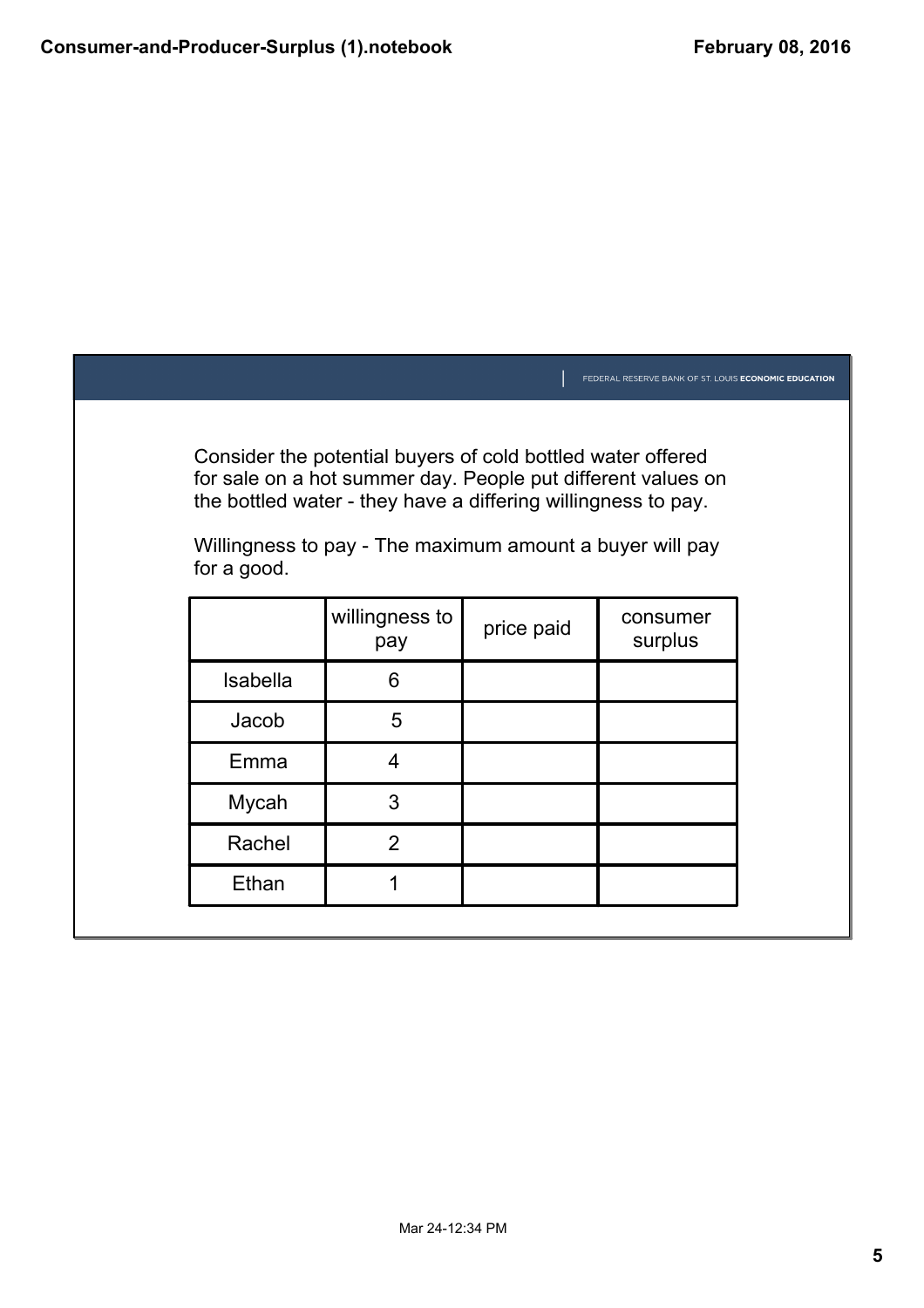FEDERAL RESERVE BANK OF ST. LOUIS **ECONOMIC EDUCATION**

Consider the potential buyers of cold bottled water offered for sale on a hot summer day. People put different values on the bottled water - they have a differing willingness to pay.

Willingness to pay - The maximum amount a buyer will pay for a good.

| | willingness to pay | price paid | consumer surplus |
|---|---|---|---|
| Isabella | 6 | | |
| Jacob | 5 | | |
| Emma | 4 | | |
| Mycah | 3 | | |
| Rachel | 2 | | |
| Ethan | 1 | | |

Mar 24-12:34 PM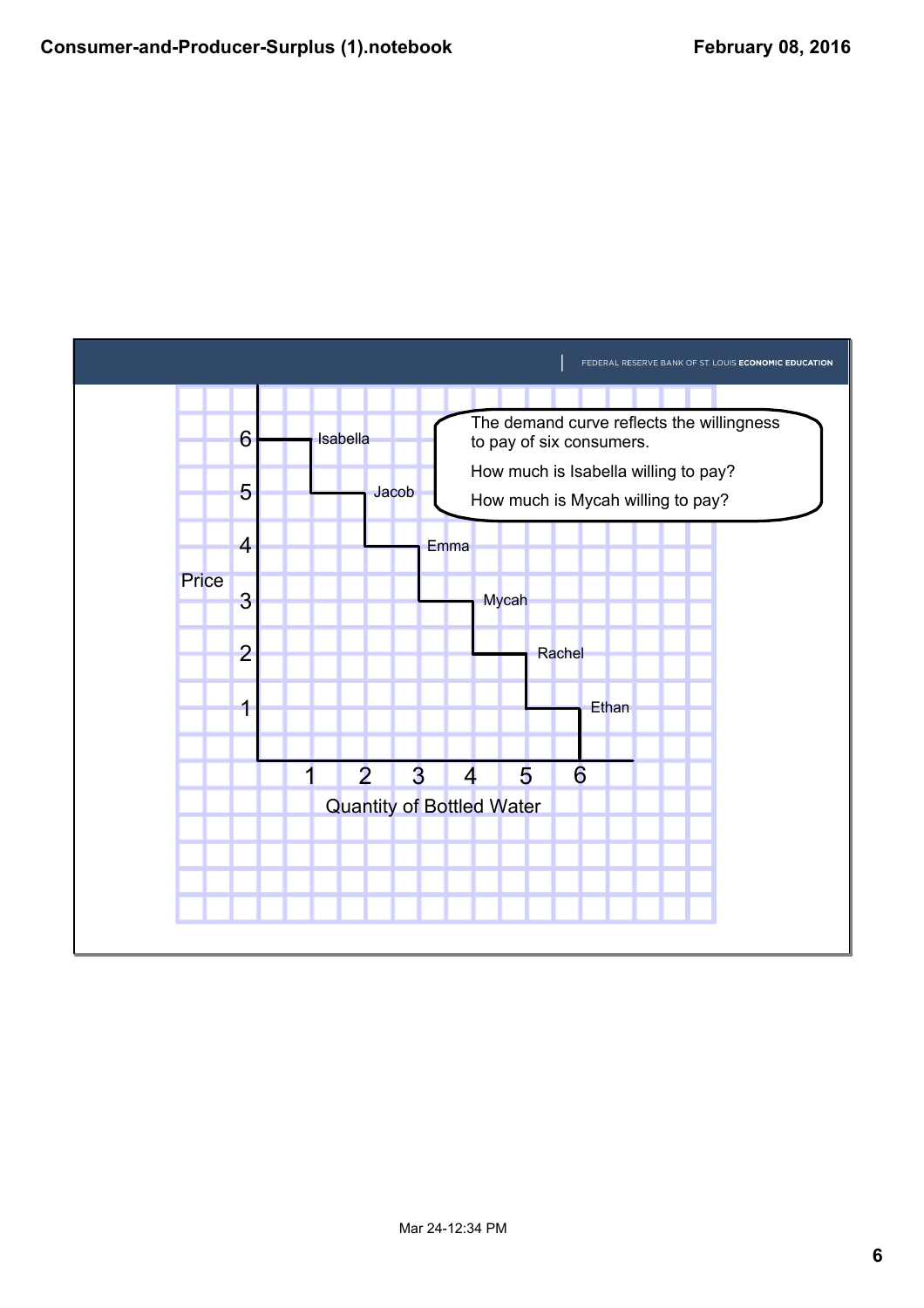FEDERAL RESERVE BANK OF ST. LOUIS **ECONOMIC EDUCATION**

The demand curve reflects the willingness to pay of six consumers.

How much is Isabella willing to pay?

How much is Mycah willing to pay?

Price

6 Isabella

5 Jacob

4 Emma

3 Mycah

2 Rachel

1 Ethan

1 2 3 4 5 6

Quantity of Bottled Water

Mar 24-12:34 PM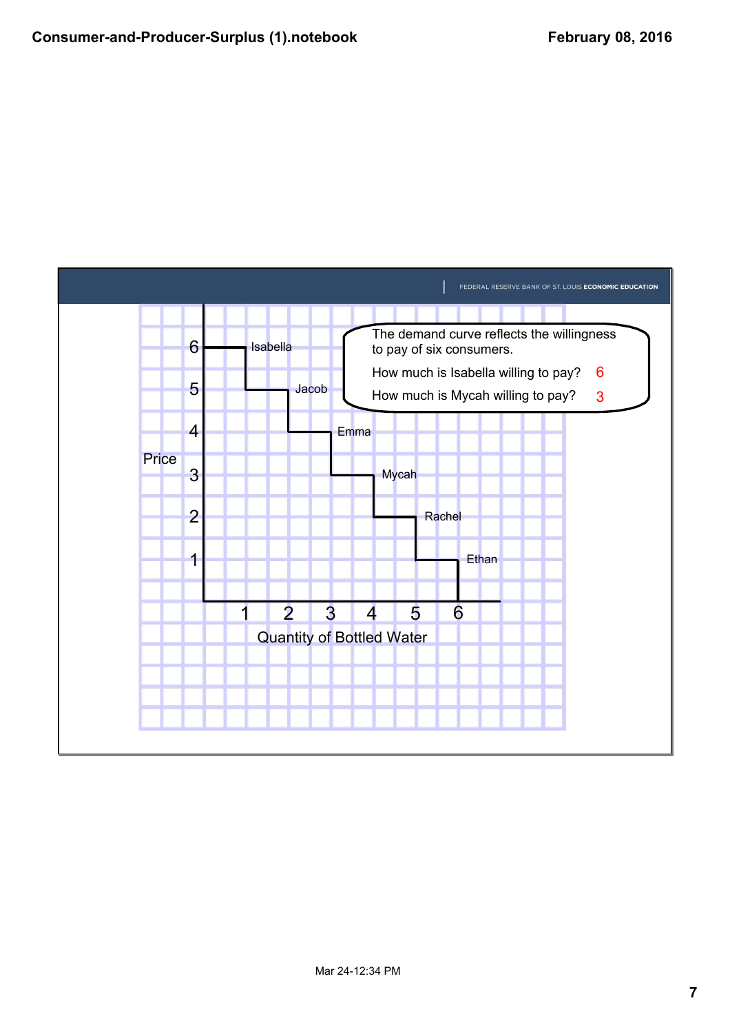FEDERAL RESERVE BANK OF ST. LOUIS **ECONOMIC EDUCATION**

The demand curve reflects the willingness to pay of six consumers.

How much is Isabella willing to pay? 6

How much is Mycah willing to pay? 3

Price

6 — Isabella
5 — Jacob
4 — Emma
3 — Mycah
2 — Rachel
1 — Ethan

1 2 3 4 5 6

Quantity of Bottled Water

Mar 24-12:34 PM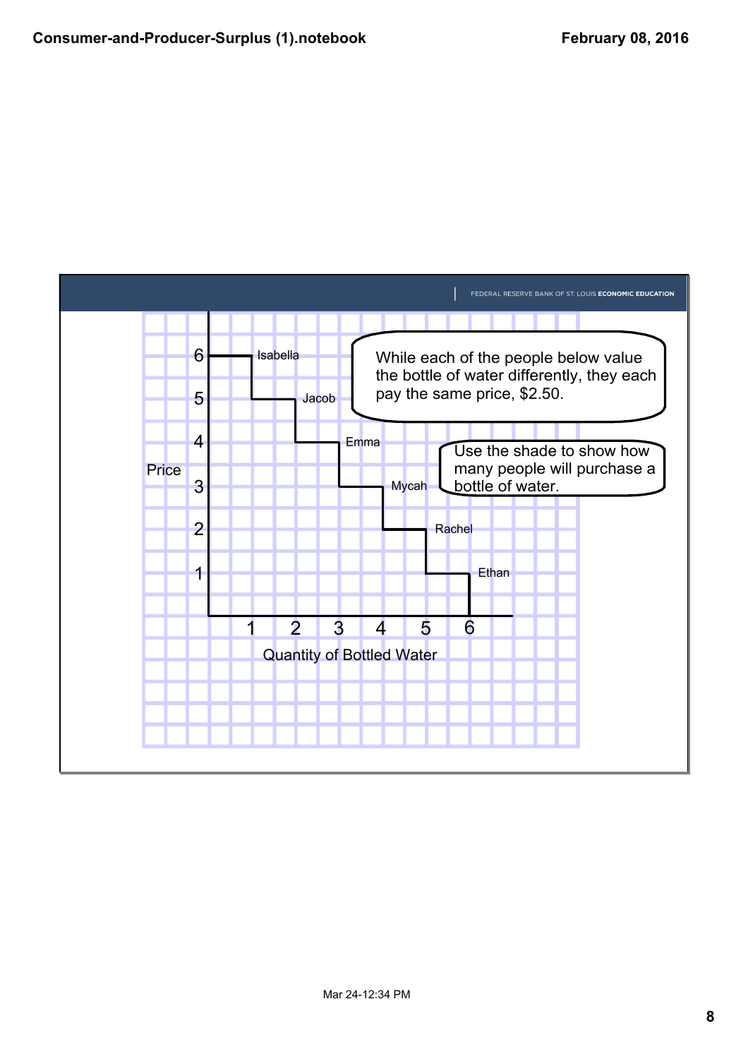FEDERAL RESERVE BANK OF ST. LOUIS **ECONOMIC EDUCATION**

While each of the people below value the bottle of water differently, they each pay the same price, $2.50.

Use the shade to show how many people will purchase a bottle of water.

Price

6 Isabella

5 Jacob

4 Emma

3 Mycah

2 Rachel

1 Ethan

1 2 3 4 5 6

Quantity of Bottled Water

Mar 24-12:34 PM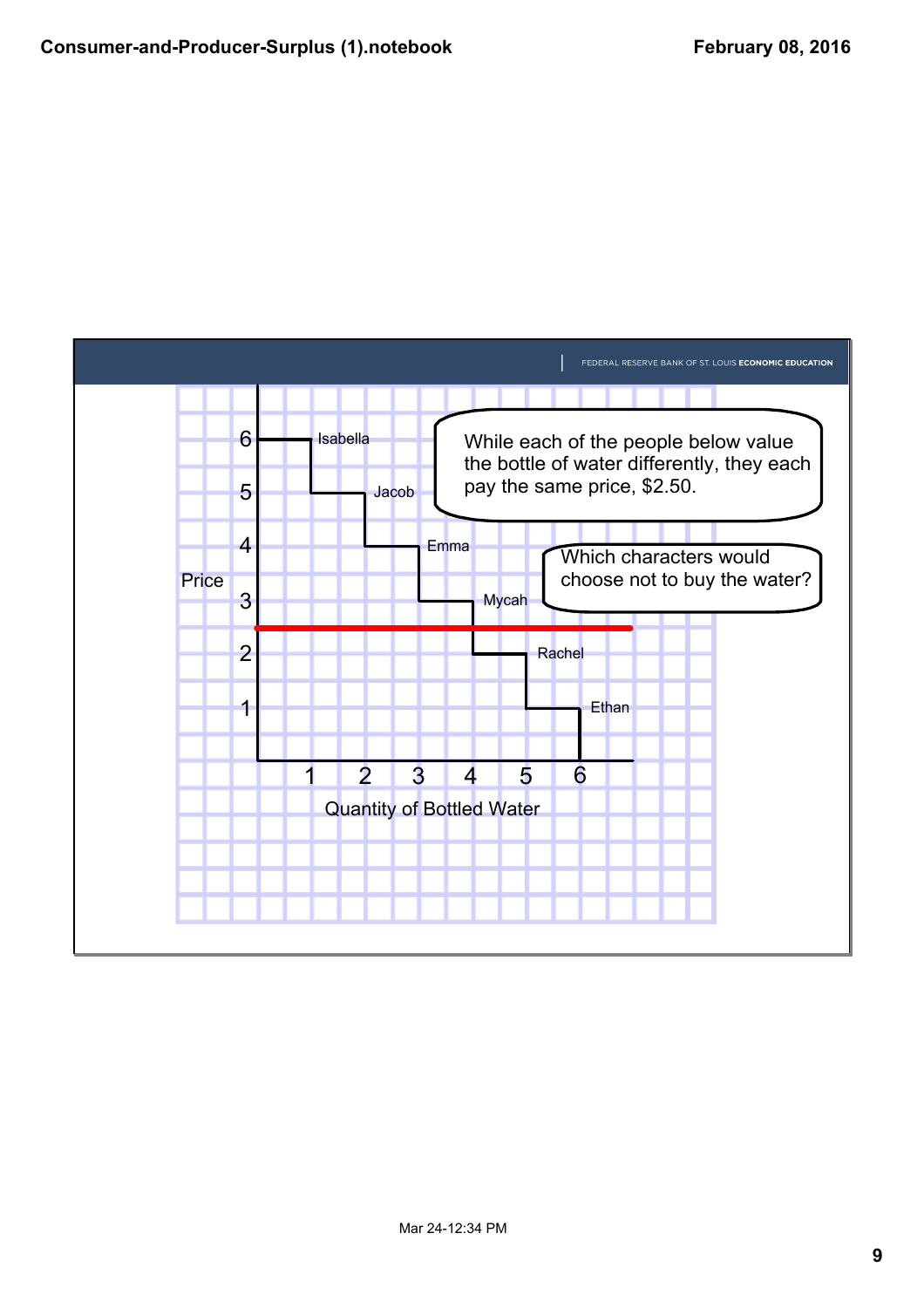FEDERAL RESERVE BANK OF ST. LOUIS **ECONOMIC EDUCATION**

While each of the people below value the bottle of water differently, they each pay the same price, $2.50.

Which characters would choose not to buy the water?

Price

6 Isabella

5 Jacob

4 Emma

3 Mycah

2 Rachel

1 Ethan

1 2 3 4 5 6

Quantity of Bottled Water

Mar 24-12:34 PM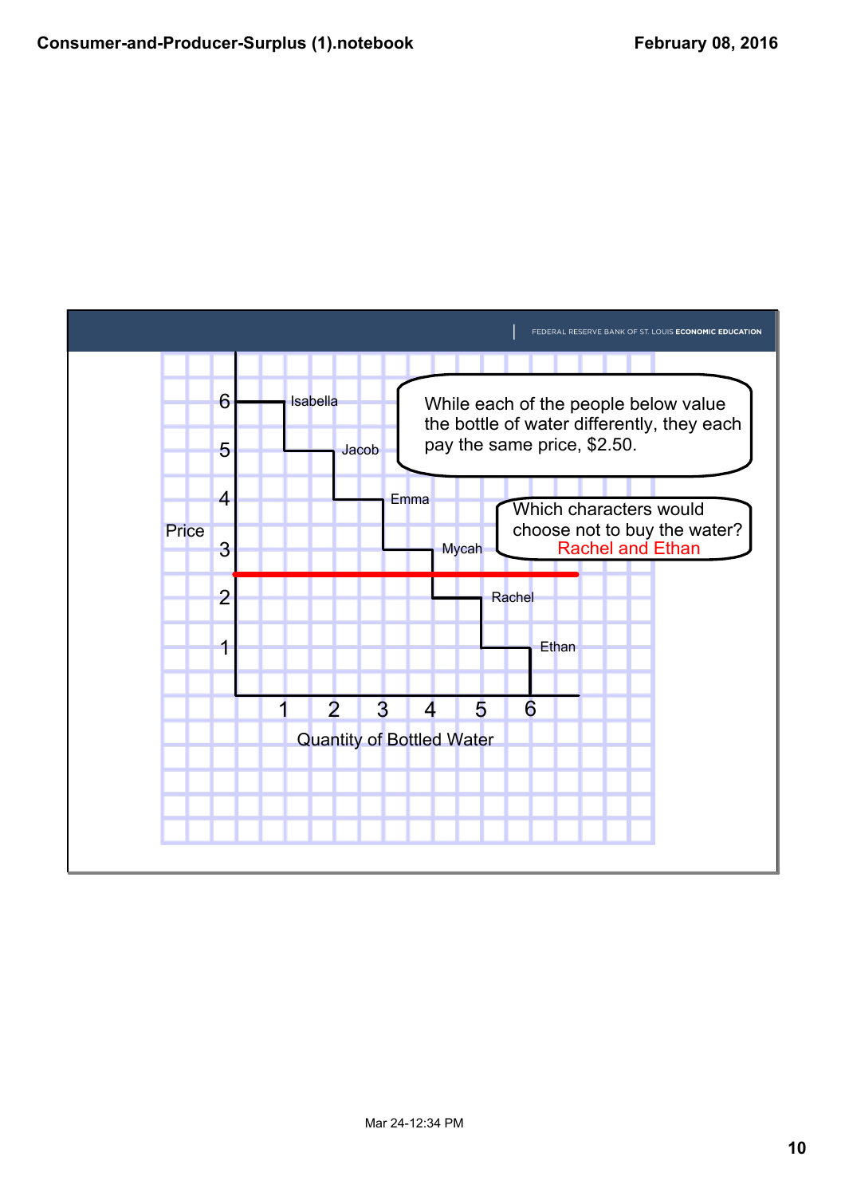FEDERAL RESERVE BANK OF ST. LOUIS **ECONOMIC EDUCATION**

While each of the people below value the bottle of water differently, they each pay the same price, $2.50.

Which characters would choose not to buy the water?
Rachel and Ethan

Price

6 Isabella
5 Jacob
4 Emma
3 Mycah
2 Rachel
1 Ethan

1 2 3 4 5 6

Quantity of Bottled Water

Mar 24-12:34 PM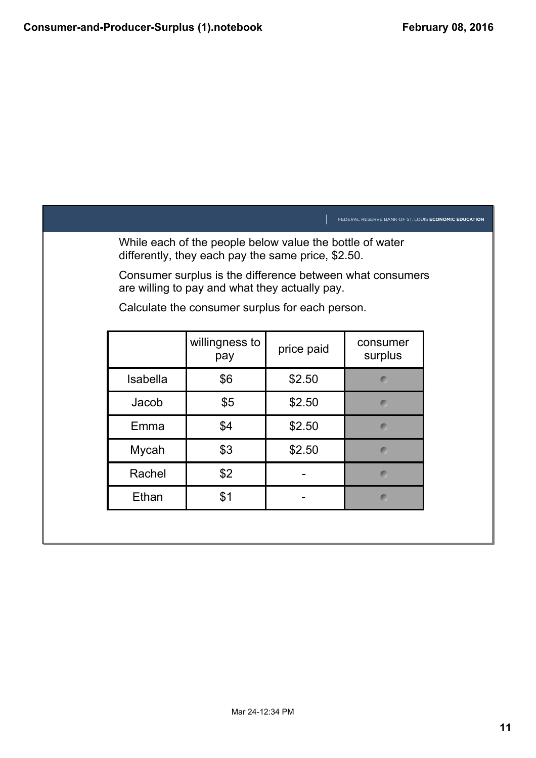While each of the people below value the bottle of water differently, they each pay the same price, $2.50.

Consumer surplus is the difference between what consumers are willing to pay and what they actually pay.

Calculate the consumer surplus for each person.

| | willingness to pay | price paid | consumer surplus |
|---|---|---|---|
| Isabella | $6 | $2.50 | |
| Jacob | $5 | $2.50 | |
| Emma | $4 | $2.50 | |
| Mycah | $3 | $2.50 | |
| Rachel | $2 | - | |
| Ethan | $1 | - | |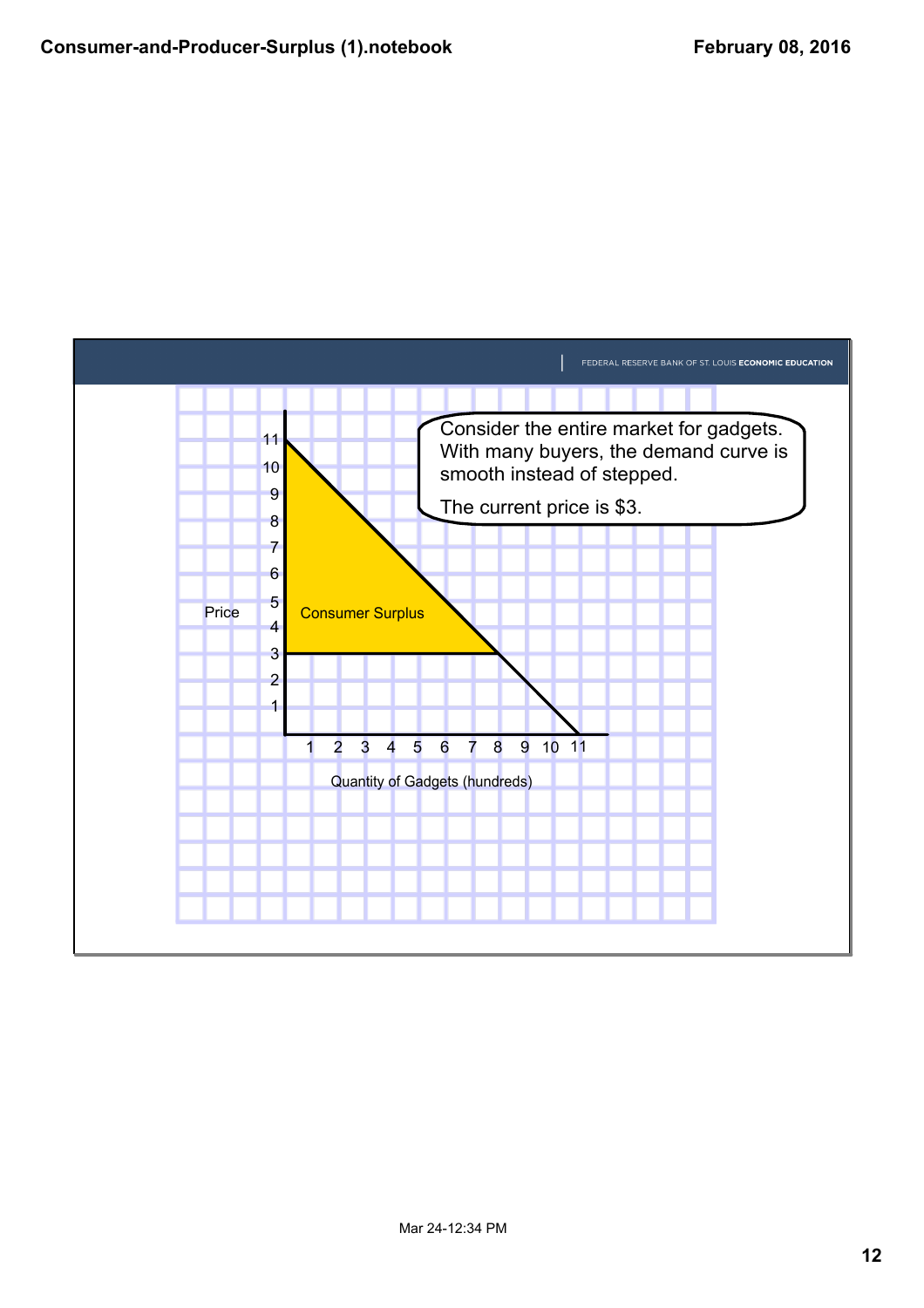FEDERAL RESERVE BANK OF ST. LOUIS **ECONOMIC EDUCATION**

Consider the entire market for gadgets. With many buyers, the demand curve is smooth instead of stepped.

The current price is $3.

Price

11
10
9
8
7
6
5
4
3
2
1

Consumer Surplus

1 2 3 4 5 6 7 8 9 10 11

Quantity of Gadgets (hundreds)

Mar 24-12:34 PM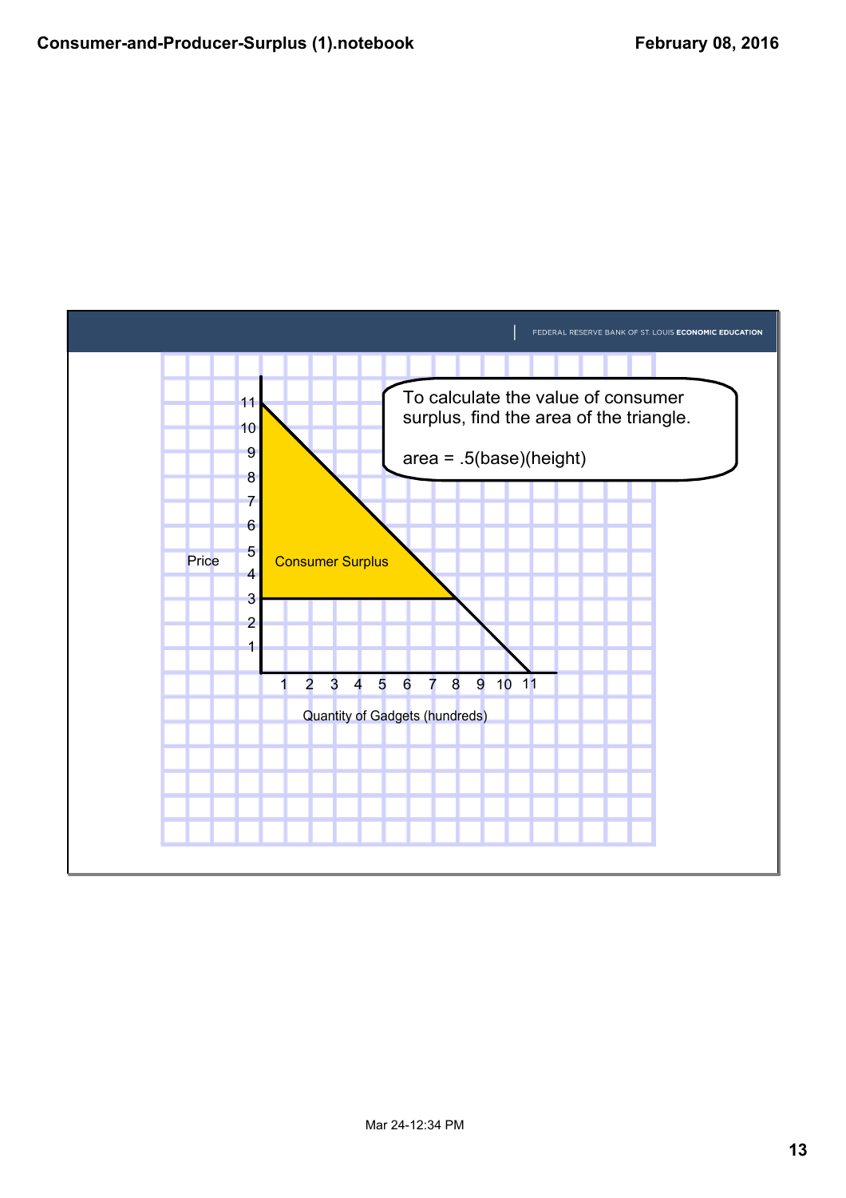FEDERAL RESERVE BANK OF ST. LOUIS **ECONOMIC EDUCATION**

To calculate the value of consumer surplus, find the area of the triangle.

area = .5(base)(height)

Price

Consumer Surplus

Quantity of Gadgets (hundreds)

Mar 24-12:34 PM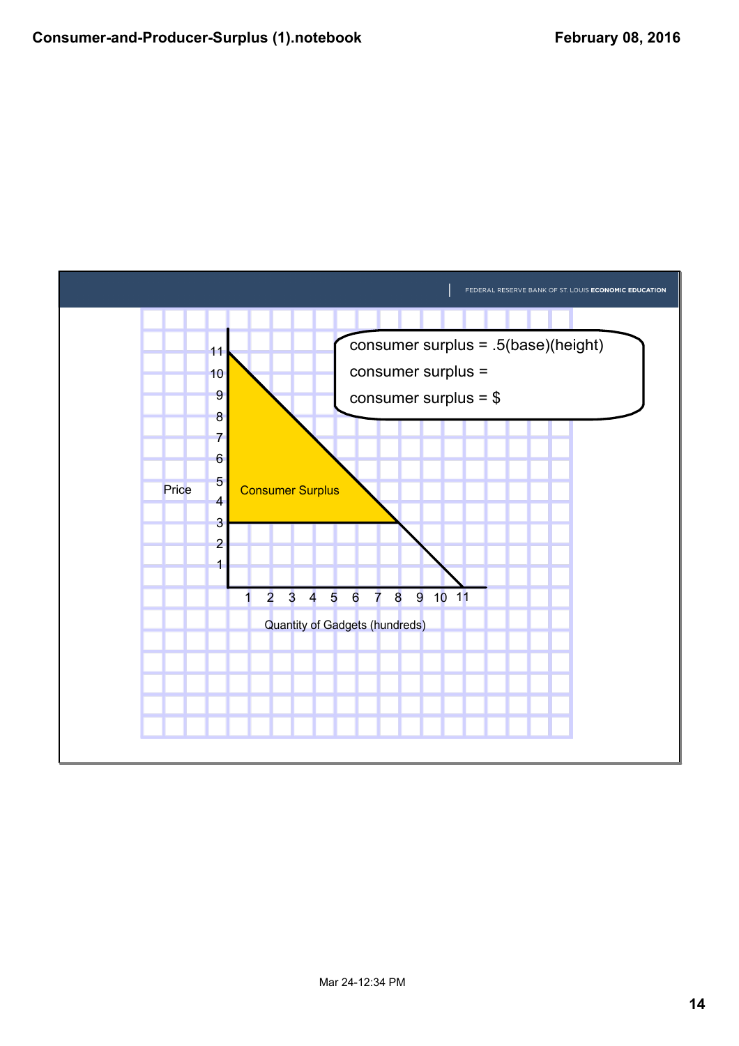FEDERAL RESERVE BANK OF ST. LOUIS **ECONOMIC EDUCATION**

consumer surplus = .5(base)(height)

consumer surplus =

consumer surplus = $

Price

Consumer Surplus

11
10
9
8
7
6
5
4
3
2
1

1 2 3 4 5 6 7 8 9 10 11

Quantity of Gadgets (hundreds)

Mar 24-12:34 PM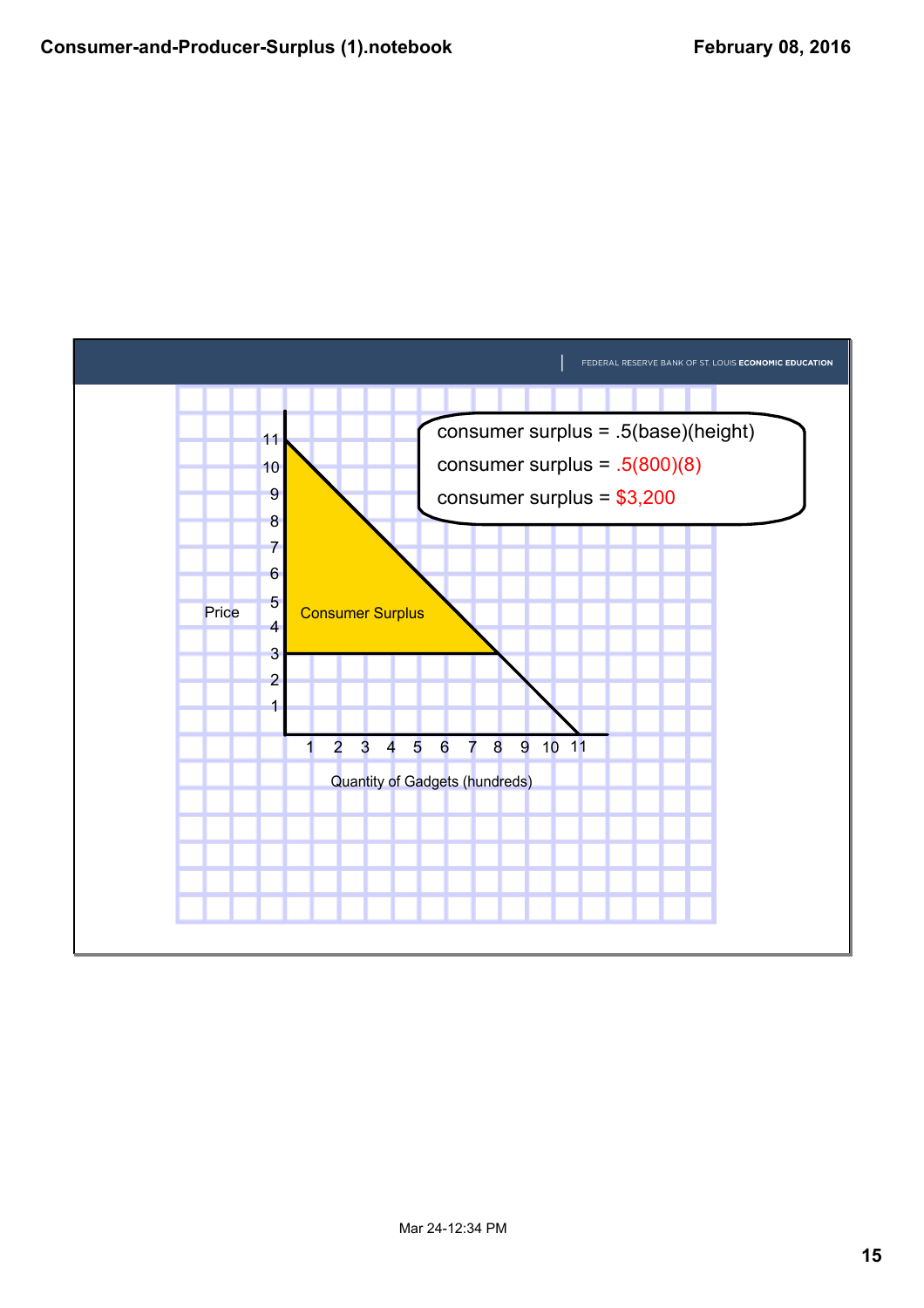FEDERAL RESERVE BANK OF ST. LOUIS **ECONOMIC EDUCATION**

consumer surplus = .5(base)(height)

consumer surplus = .5(800)(8)

consumer surplus = $3,200

Consumer Surplus

Price

Quantity of Gadgets (hundreds)

Mar 24-12:34 PM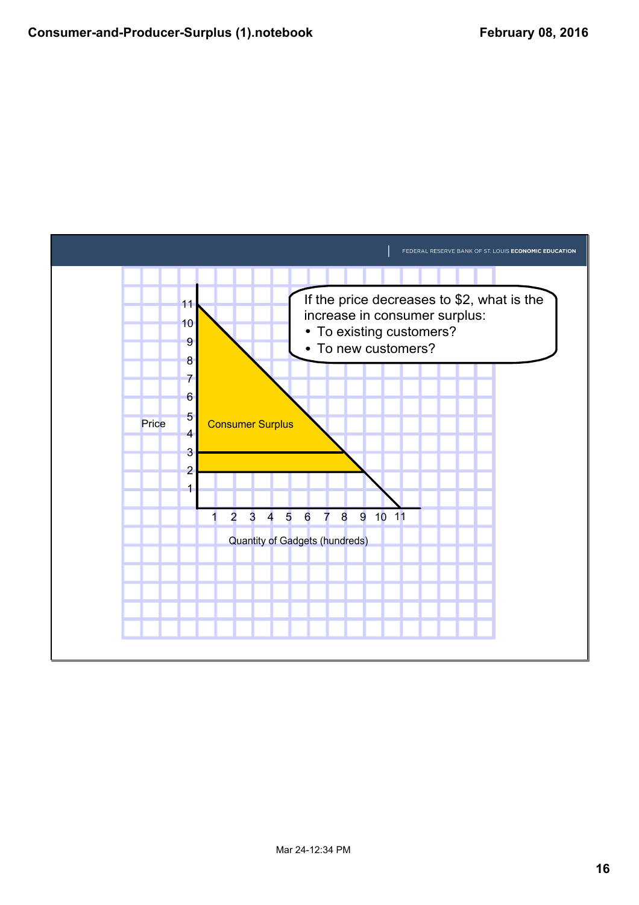FEDERAL RESERVE BANK OF ST. LOUIS **ECONOMIC EDUCATION**

If the price decreases to $2, what is the increase in consumer surplus:

- To existing customers?
- To new customers?

Price

Consumer Surplus

11
10
9
8
7
6
5
4
3
2
1

1 2 3 4 5 6 7 8 9 10 11

Quantity of Gadgets (hundreds)

Mar 24-12:34 PM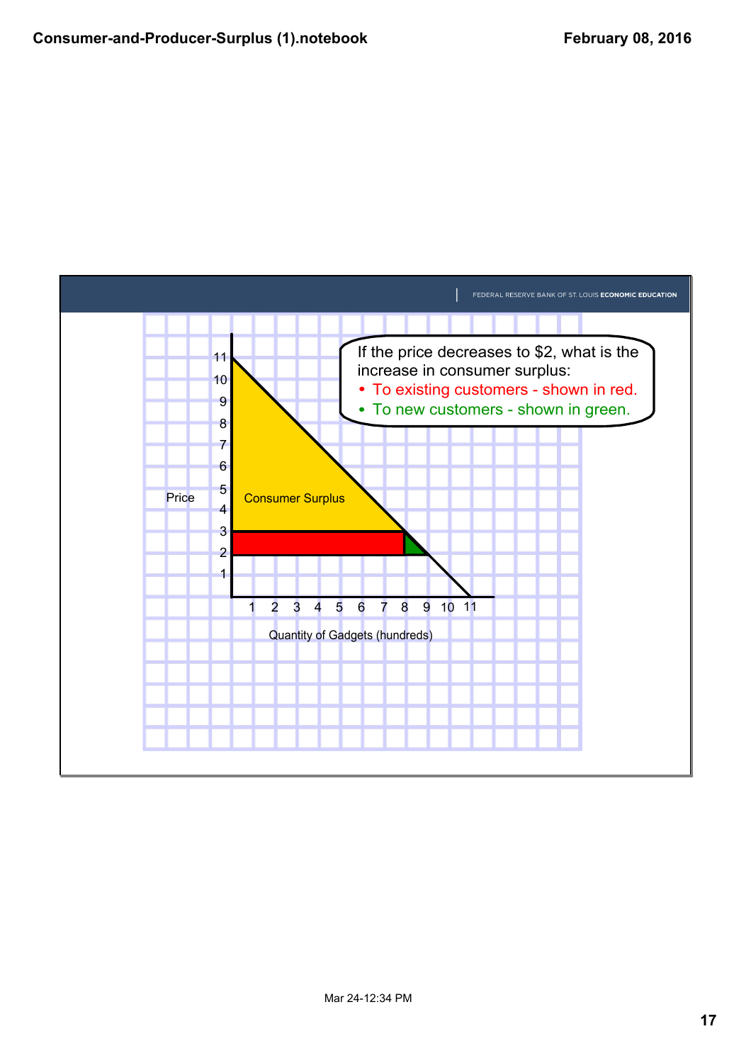FEDERAL RESERVE BANK OF ST. LOUIS **ECONOMIC EDUCATION**

If the price decreases to $2, what is the increase in consumer surplus:

- To existing customers - shown in red.
- To new customers - shown in green.

Price

11
10
9
8
7
6
5
4
3
2
1

Consumer Surplus

1 2 3 4 5 6 7 8 9 10 11

Quantity of Gadgets (hundreds)

Mar 24-12:34 PM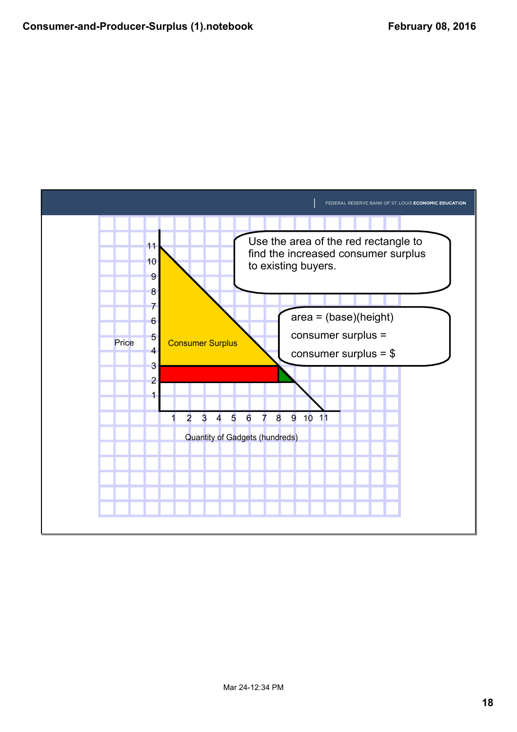FEDERAL RESERVE BANK OF ST. LOUIS **ECONOMIC EDUCATION**

Use the area of the red rectangle to find the increased consumer surplus to existing buyers.

area = (base)(height)

consumer surplus =

consumer surplus = $

Price

Consumer Surplus

Quantity of Gadgets (hundreds)

Mar 24-12:34 PM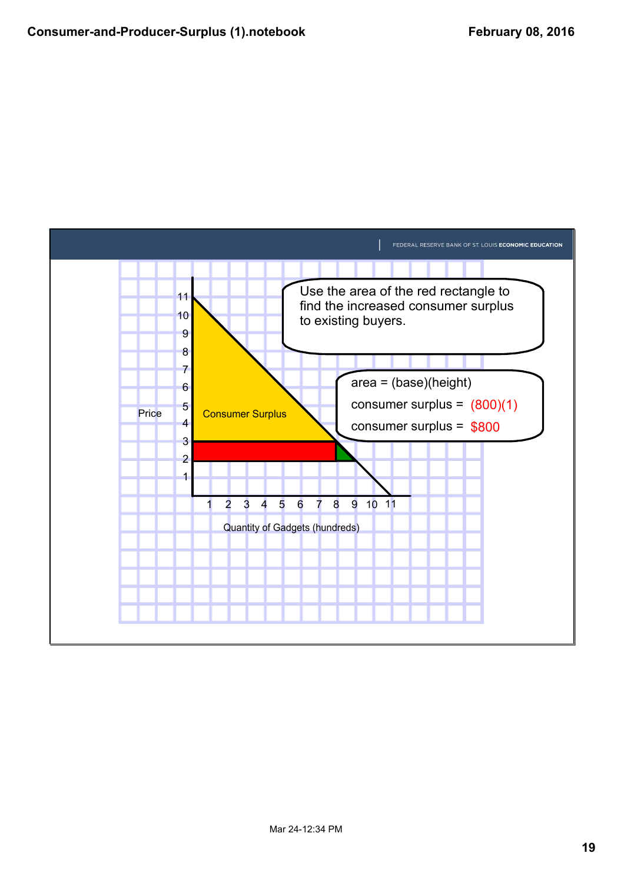FEDERAL RESERVE BANK OF ST. LOUIS **ECONOMIC EDUCATION**

Use the area of the red rectangle to find the increased consumer surplus to existing buyers.

area = (base)(height)

consumer surplus = (800)(1)

consumer surplus = $800

Consumer Surplus

Price

Quantity of Gadgets (hundreds)

Mar 24-12:34 PM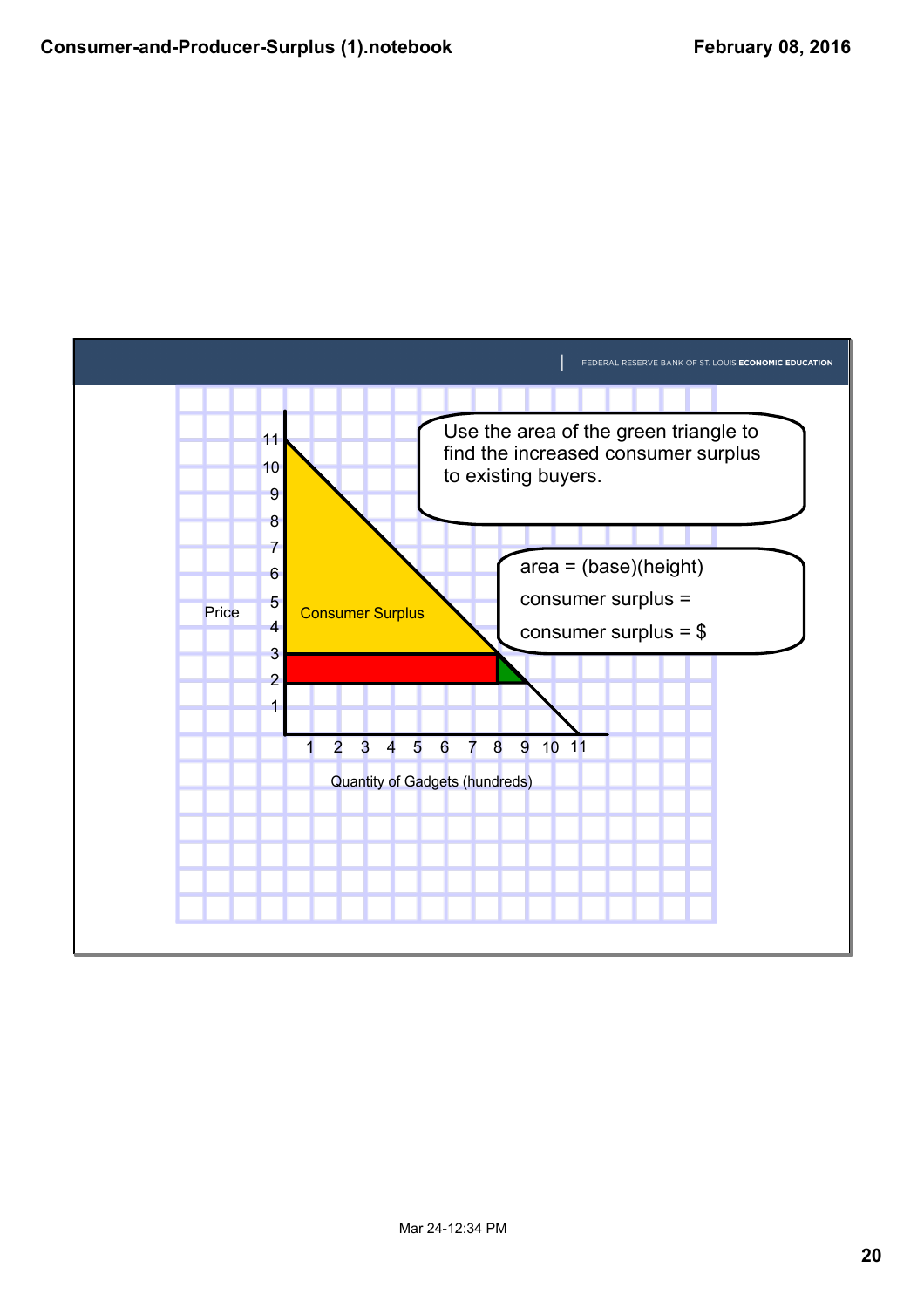Use the area of the green triangle to find the increased consumer surplus to existing buyers.

area = (base)(height)

consumer surplus =

consumer surplus = $

Price

Consumer Surplus

Quantity of Gadgets (hundreds)

Mar 24-12:34 PM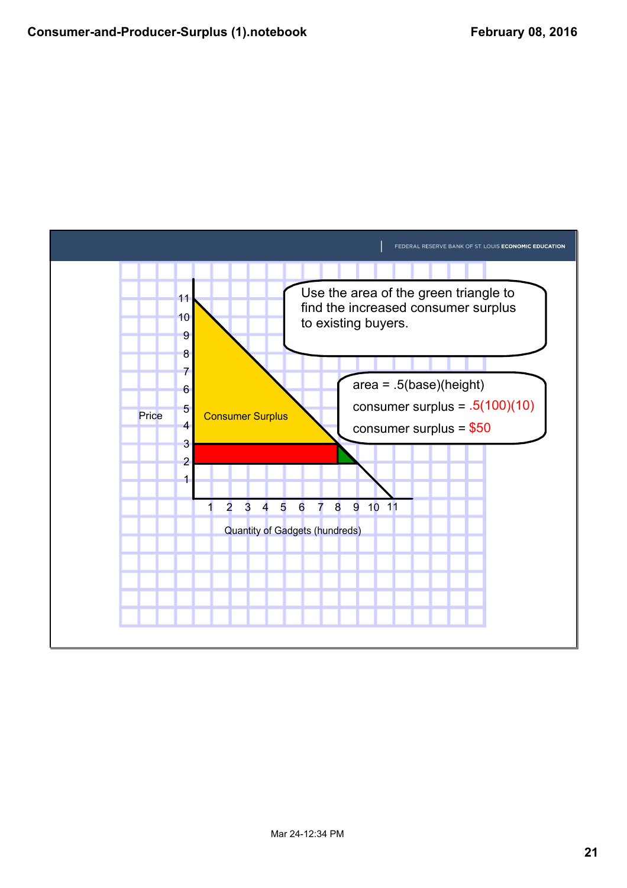FEDERAL RESERVE BANK OF ST. LOUIS **ECONOMIC EDUCATION**

Use the area of the green triangle to find the increased consumer surplus to existing buyers.

area = .5(base)(height)

consumer surplus = .5(100)(10)

consumer surplus = $50

Price

Consumer Surplus

Quantity of Gadgets (hundreds)

Mar 24-12:34 PM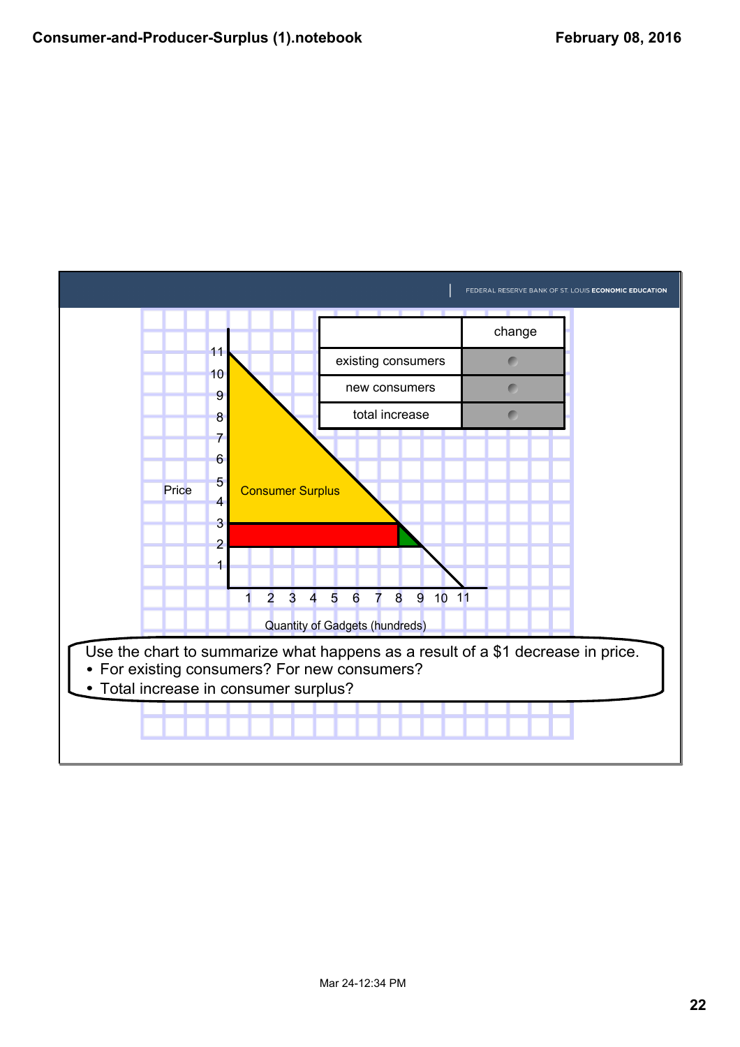FEDERAL RESERVE BANK OF ST. LOUIS **ECONOMIC EDUCATION**

| | change |
|---|---|
| existing consumers | |
| new consumers | |
| total increase | |

Price

Consumer Surplus

Quantity of Gadgets (hundreds)

Use the chart to summarize what happens as a result of a $1 decrease in price.

- For existing consumers? For new consumers?
- Total increase in consumer surplus?

Mar 24-12:34 PM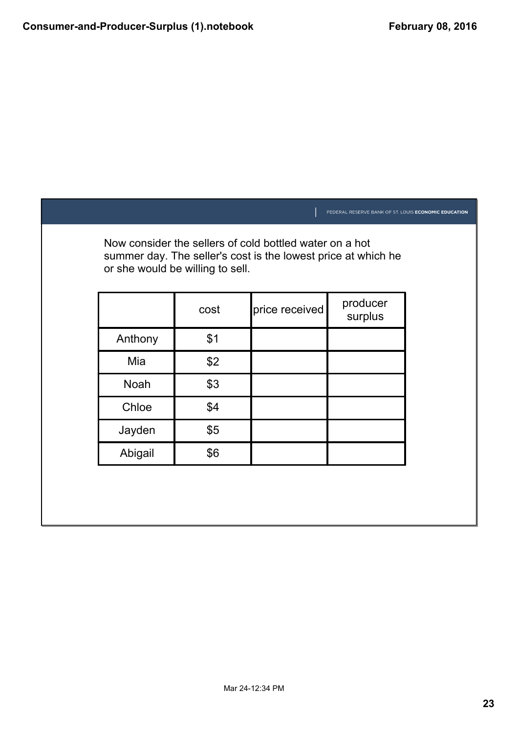FEDERAL RESERVE BANK OF ST. LOUIS **ECONOMIC EDUCATION**

Now consider the sellers of cold bottled water on a hot summer day. The seller's cost is the lowest price at which he or she would be willing to sell.

| | cost | price received | producer surplus |
|---|---|---|---|
| Anthony | $1 | | |
| Mia | $2 | | |
| Noah | $3 | | |
| Chloe | $4 | | |
| Jayden | $5 | | |
| Abigail | $6 | | |

Mar 24-12:34 PM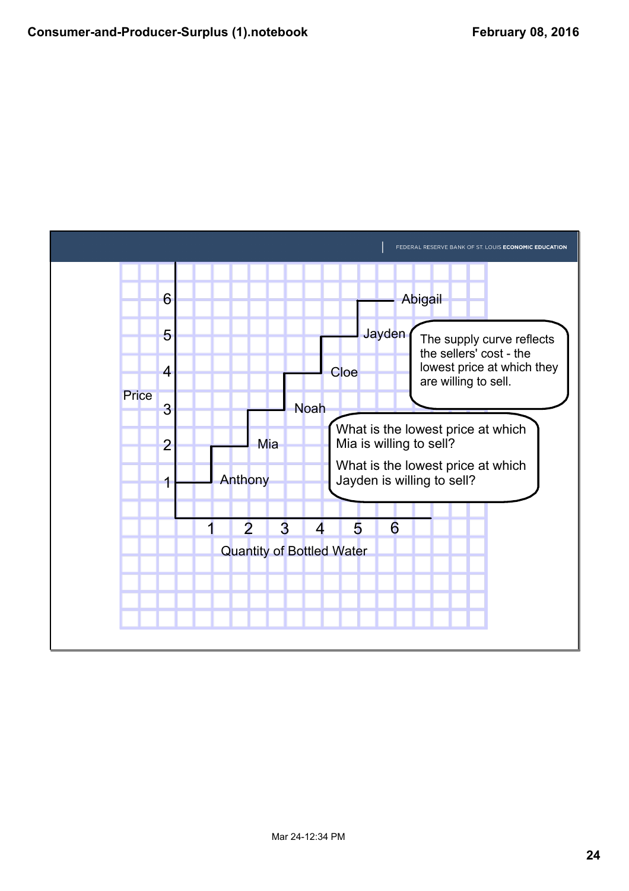FEDERAL RESERVE BANK OF ST. LOUIS **ECONOMIC EDUCATION**

Price

6
5
4
3
2
1

Abigail
Jayden
Cloe
Noah
Mia
Anthony

1 2 3 4 5 6

Quantity of Bottled Water

The supply curve reflects the sellers' cost - the lowest price at which they are willing to sell.

What is the lowest price at which Mia is willing to sell?

What is the lowest price at which Jayden is willing to sell?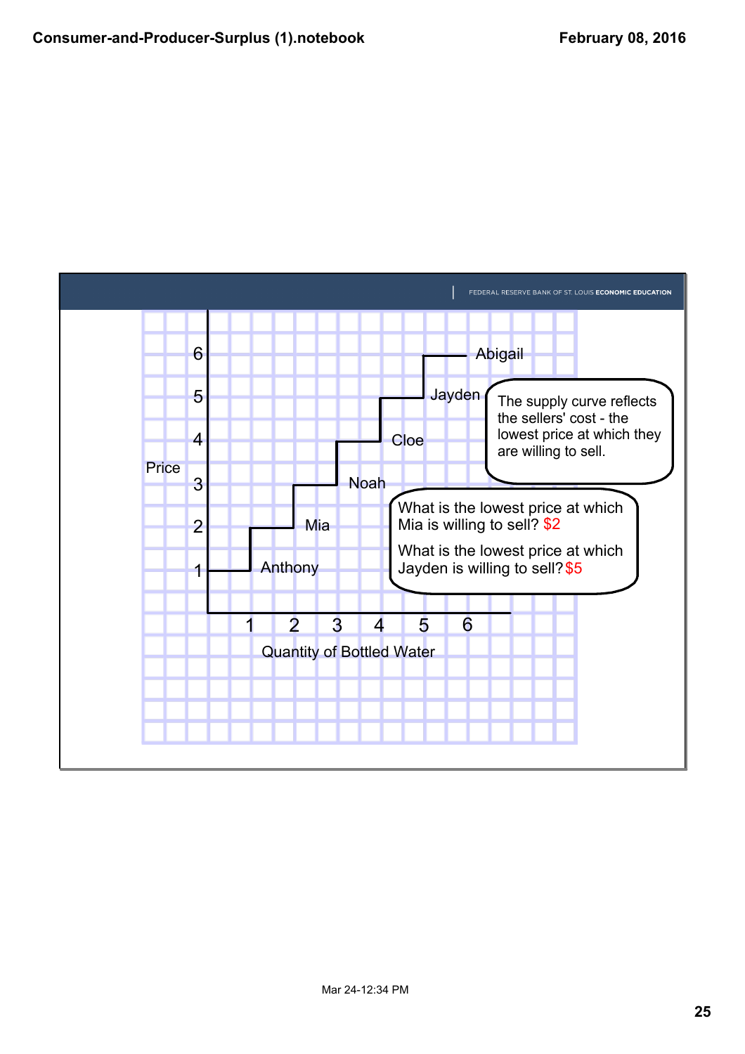The supply curve reflects the sellers' cost - the lowest price at which they are willing to sell.

What is the lowest price at which Mia is willing to sell? $2

What is the lowest price at which Jayden is willing to sell? $5

Price

Quantity of Bottled Water

| Seller | Quantity | Price |
|---|---|---|
| Anthony | 1 | 1 |
| Mia | 2 | 2 |
| Noah | 3 | 3 |
| Cloe | 4 | 4 |
| Jayden | 5 | 5 |
| Abigail | 6 | 6 |

FEDERAL RESERVE BANK OF ST. LOUIS **ECONOMIC EDUCATION**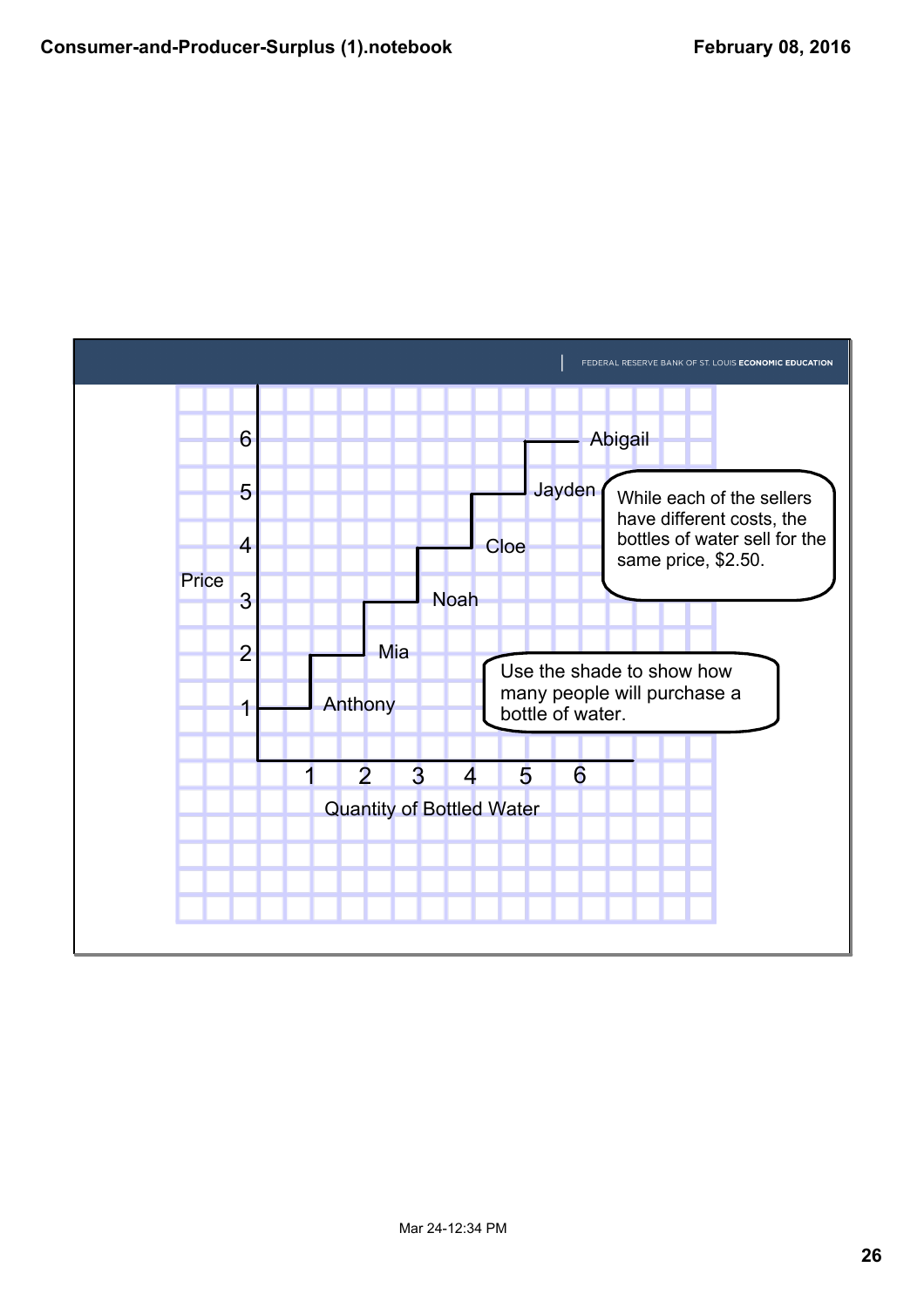FEDERAL RESERVE BANK OF ST. LOUIS **ECONOMIC EDUCATION**

Price

6 — Abigail

5 — Jayden

4 — Cloe

3 — Noah

2 — Mia

1 — Anthony

Quantity of Bottled Water: 1 2 3 4 5 6

While each of the sellers have different costs, the bottles of water sell for the same price, $2.50.

Use the shade to show how many people will purchase a bottle of water.

Mar 24-12:34 PM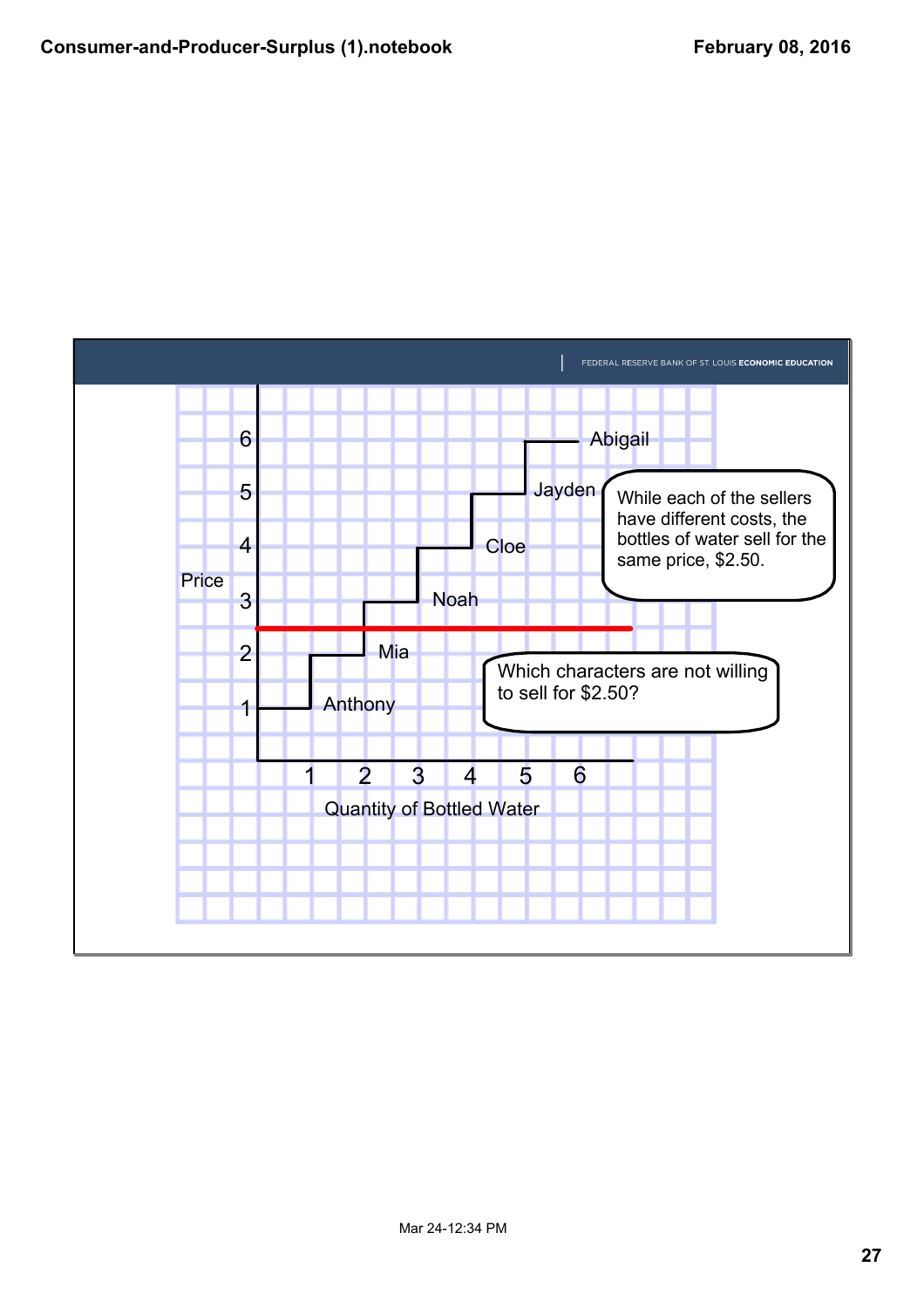FEDERAL RESERVE BANK OF ST. LOUIS **ECONOMIC EDUCATION**

Price

6
5
4
3
2
1

1 2 3 4 5 6

Quantity of Bottled Water

Abigail

Jayden

Cloe

Noah

Mia

Anthony

While each of the sellers have different costs, the bottles of water sell for the same price, $2.50.

Which characters are not willing to sell for $2.50?

Mar 24-12:34 PM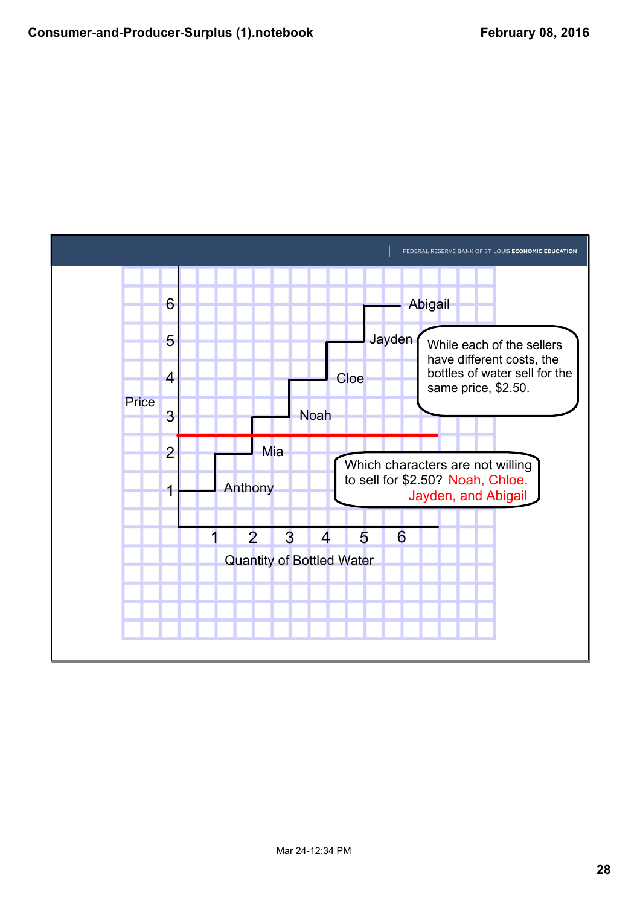FEDERAL RESERVE BANK OF ST. LOUIS **ECONOMIC EDUCATION**

Price

6 — Abigail

5 — Jayden

4 — Cloe

3 — Noah

2 — Mia

1 — Anthony

Quantity of Bottled Water: 1 2 3 4 5 6

While each of the sellers have different costs, the bottles of water sell for the same price, $2.50.

Which characters are not willing to sell for $2.50? Noah, Chloe, Jayden, and Abigail

Mar 24-12:34 PM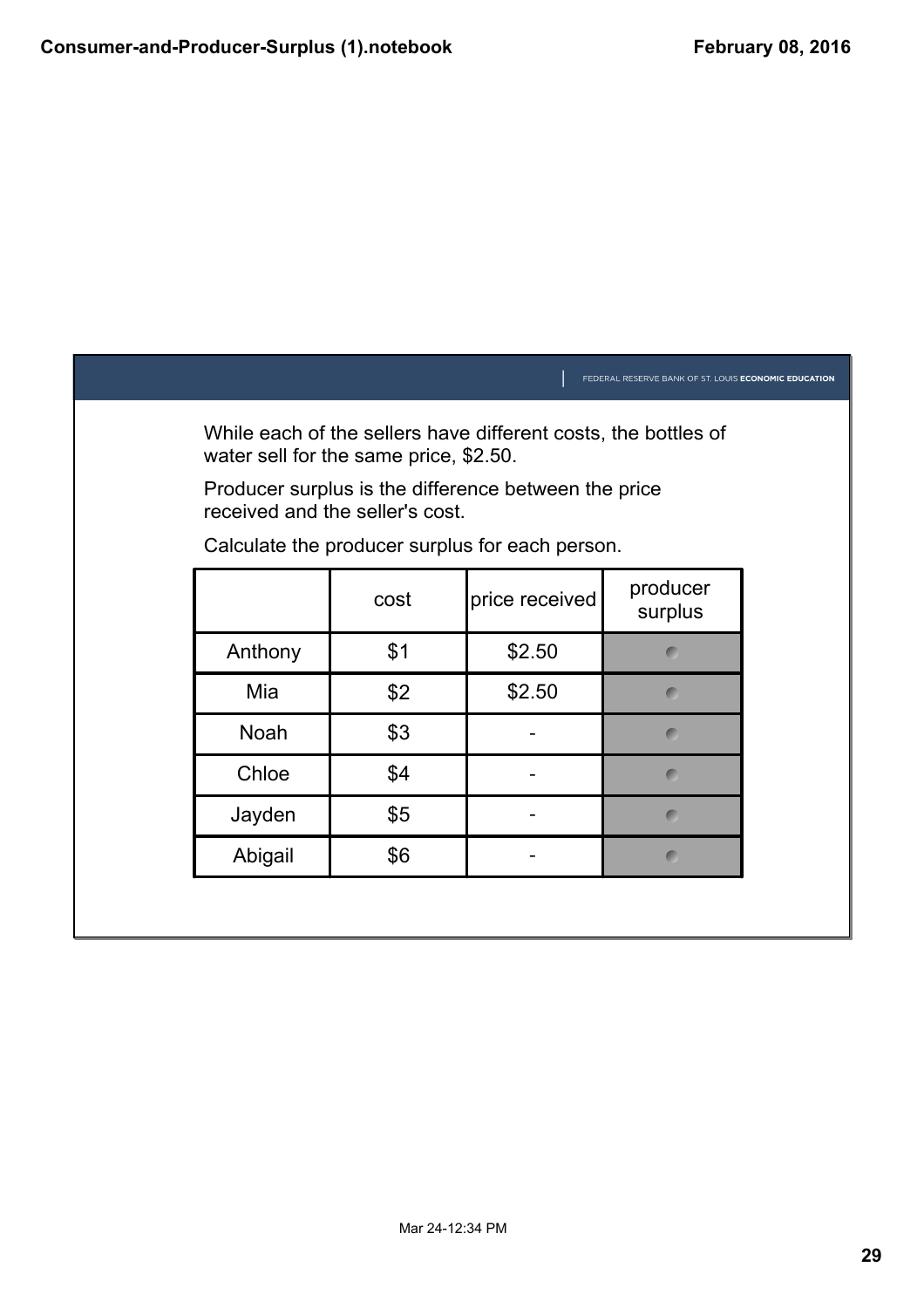While each of the sellers have different costs, the bottles of water sell for the same price, $2.50.

Producer surplus is the difference between the price received and the seller's cost.

Calculate the producer surplus for each person.

| | cost | price received | producer surplus |
|---|---|---|---|
| Anthony | $1 | $2.50 | |
| Mia | $2 | $2.50 | |
| Noah | $3 | - | |
| Chloe | $4 | - | |
| Jayden | $5 | - | |
| Abigail | $6 | - | |

Mar 24-12:34 PM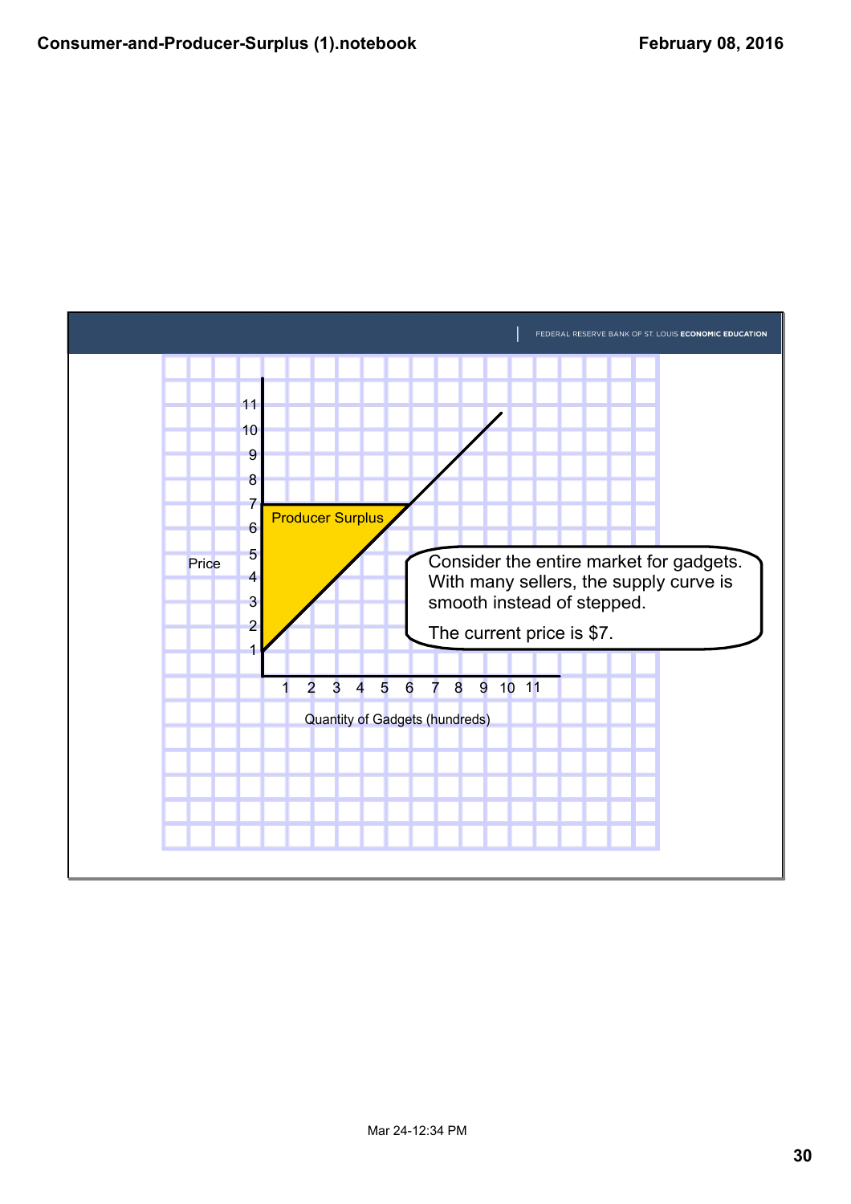FEDERAL RESERVE BANK OF ST. LOUIS **ECONOMIC EDUCATION**

Producer Surplus

Price

Quantity of Gadgets (hundreds)

Consider the entire market for gadgets. With many sellers, the supply curve is smooth instead of stepped.

The current price is $7.

Mar 24-12:34 PM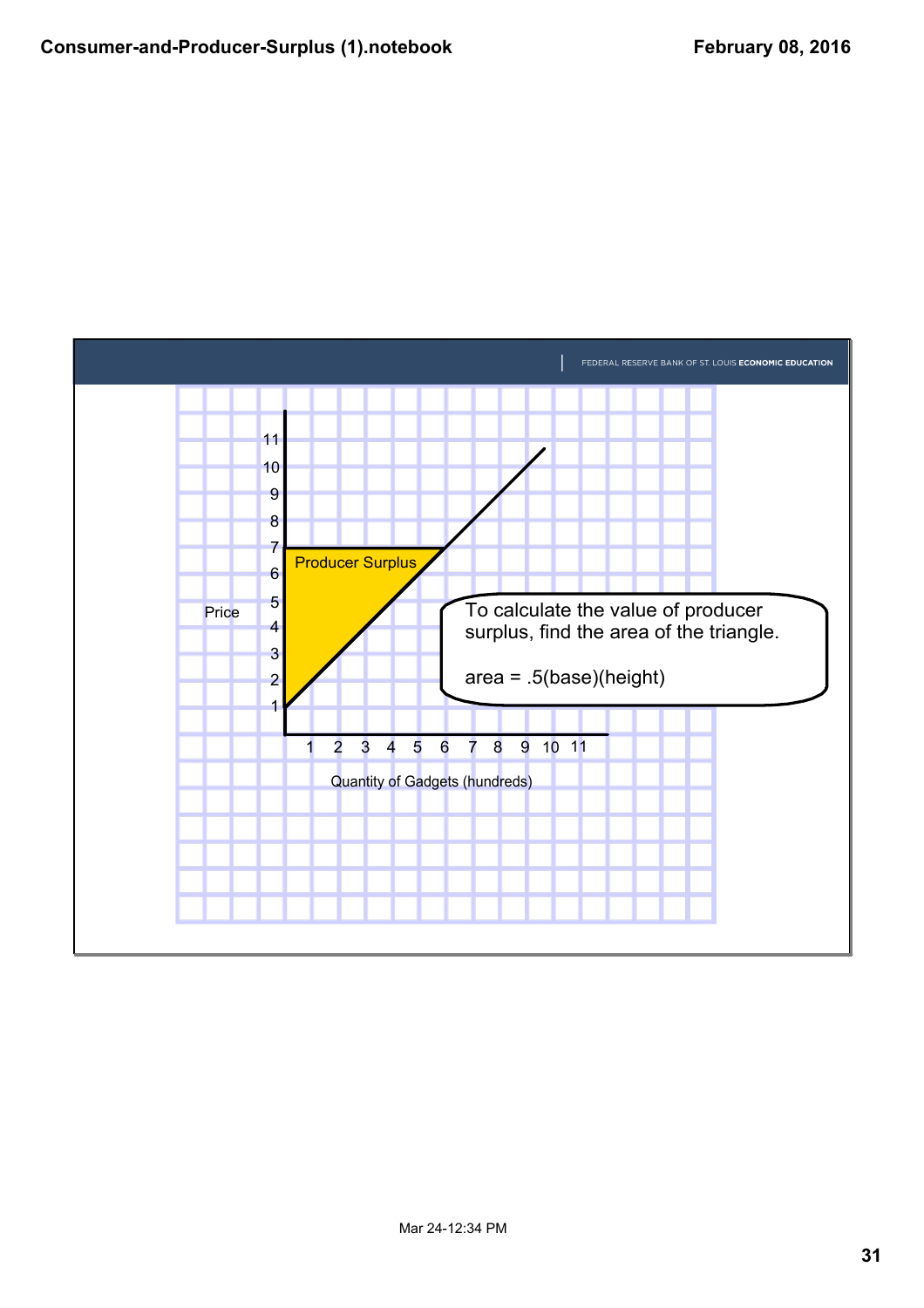FEDERAL RESERVE BANK OF ST. LOUIS **ECONOMIC EDUCATION**

Producer Surplus

Price

Quantity of Gadgets (hundreds)

To calculate the value of producer surplus, find the area of the triangle.

area = .5(base)(height)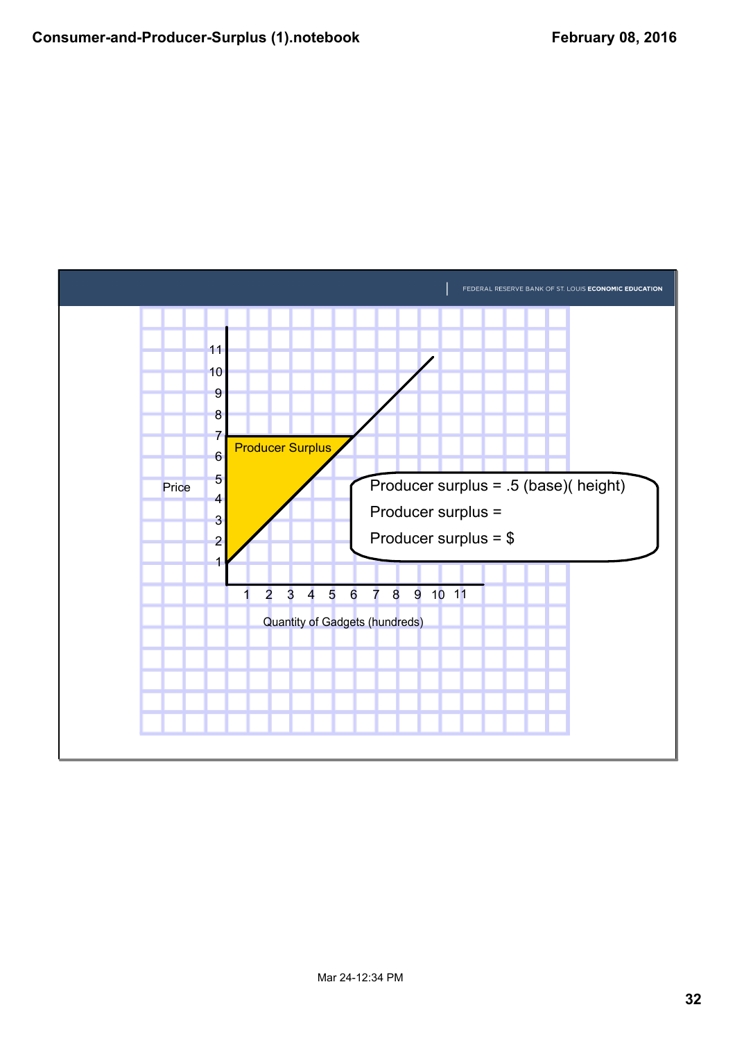FEDERAL RESERVE BANK OF ST. LOUIS **ECONOMIC EDUCATION**

Producer Surplus

Price

11
10
9
8
7
6
5
4
3
2
1

1 2 3 4 5 6 7 8 9 10 11

Quantity of Gadgets (hundreds)

Producer surplus = .5 (base)( height)

Producer surplus =

Producer surplus = $

Mar 24-12:34 PM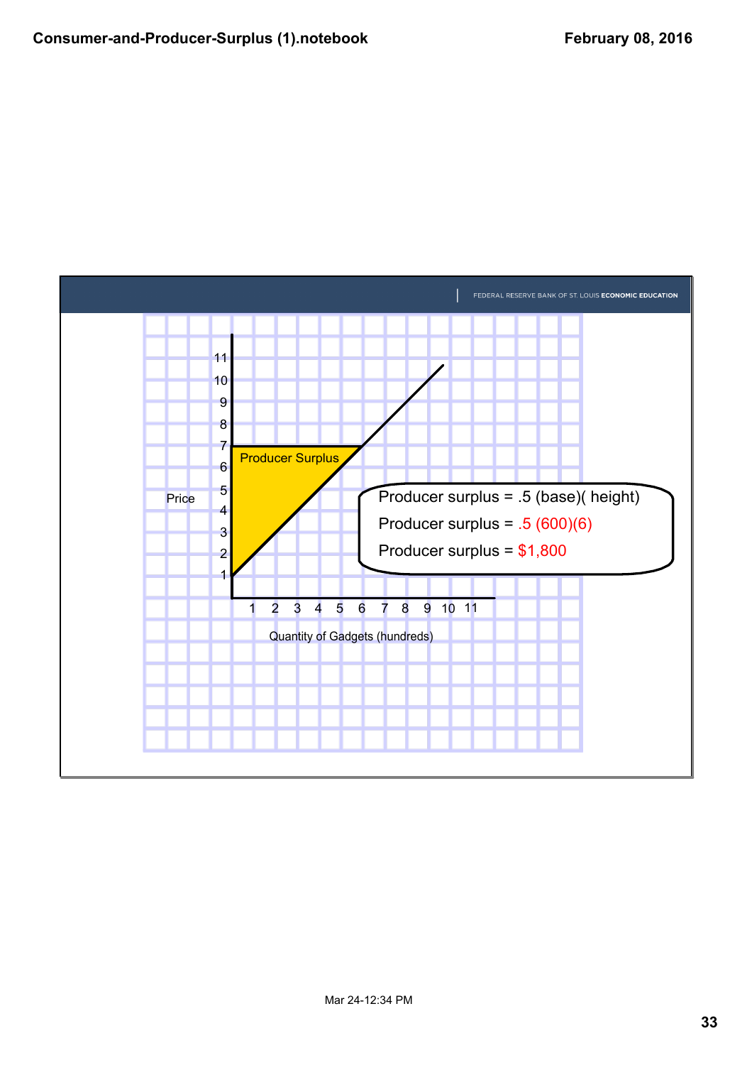FEDERAL RESERVE BANK OF ST. LOUIS **ECONOMIC EDUCATION**

Price

Producer Surplus

Quantity of Gadgets (hundreds)

Producer surplus = .5 (base)( height)

Producer surplus = .5 (600)(6)

Producer surplus = $1,800

Mar 24-12:34 PM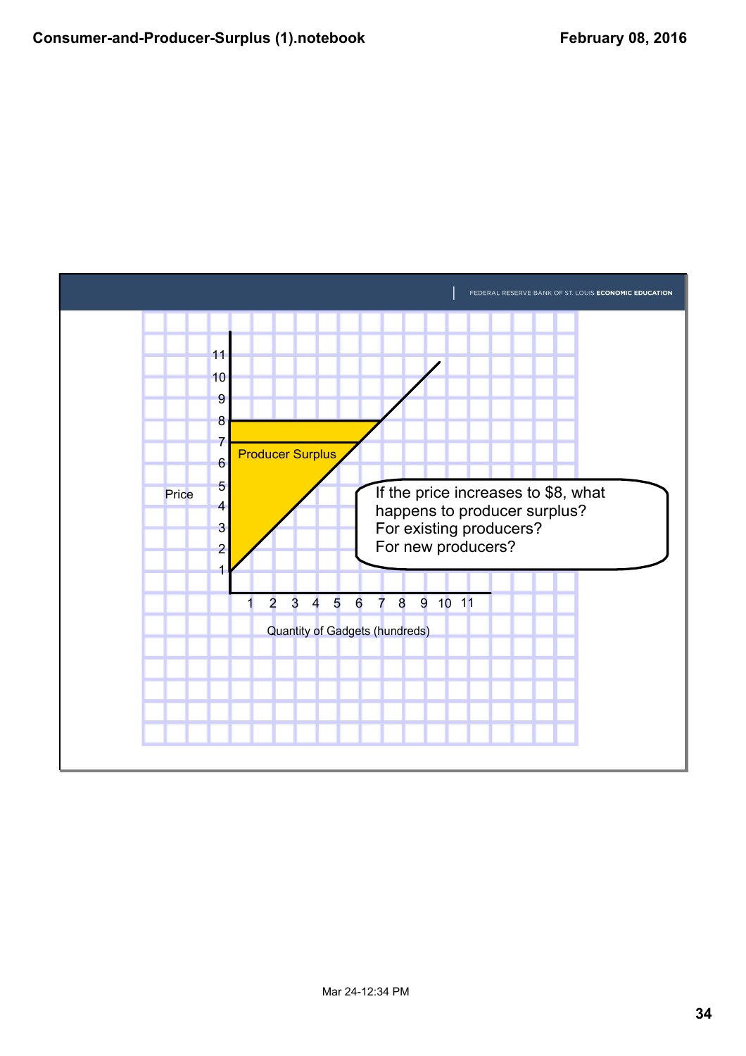FEDERAL RESERVE BANK OF ST. LOUIS **ECONOMIC EDUCATION**

Price

11
10
9
8
7
6
5
4
3
2
1

Producer Surplus

1 2 3 4 5 6 7 8 9 10 11

Quantity of Gadgets (hundreds)

If the price increases to $8, what happens to producer surplus?
For existing producers?
For new producers?

Mar 24-12:34 PM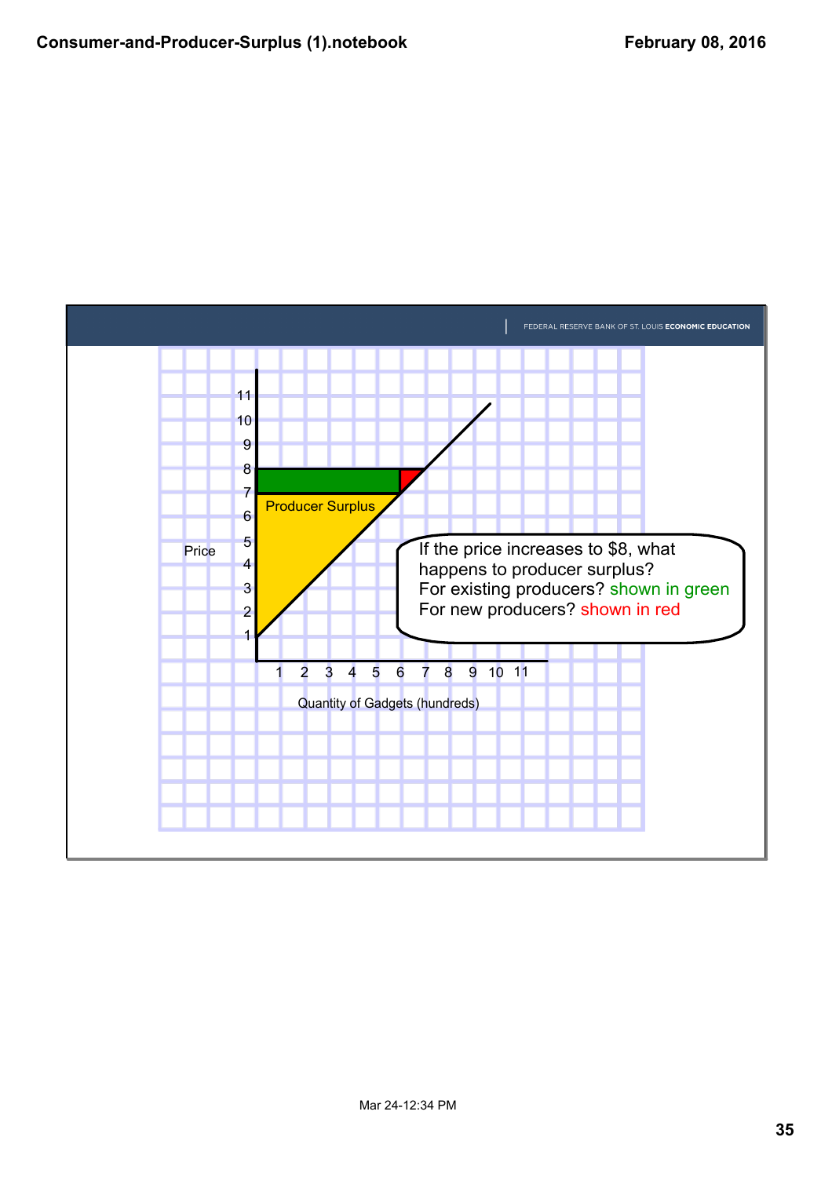FEDERAL RESERVE BANK OF ST. LOUIS **ECONOMIC EDUCATION**

Price

11
10
9
8
7
6
5
4
3
2
1

Producer Surplus

1 2 3 4 5 6 7 8 9 10 11

Quantity of Gadgets (hundreds)

If the price increases to $8, what happens to producer surplus?
For existing producers? shown in green
For new producers? shown in red

Mar 24-12:34 PM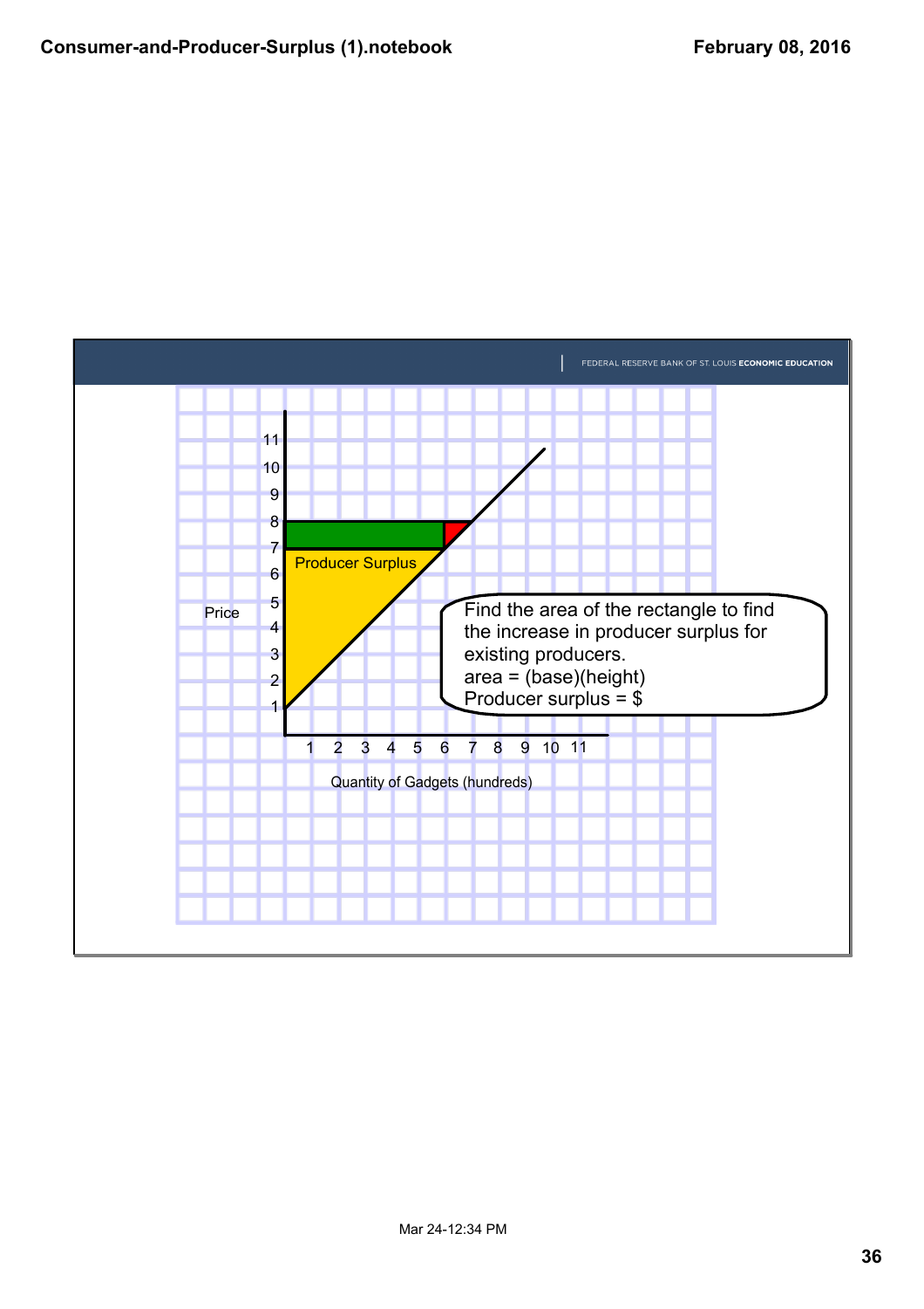FEDERAL RESERVE BANK OF ST. LOUIS **ECONOMIC EDUCATION**

Price

Producer Surplus

Quantity of Gadgets (hundreds)

Find the area of the rectangle to find the increase in producer surplus for existing producers.
area = (base)(height)
Producer surplus = $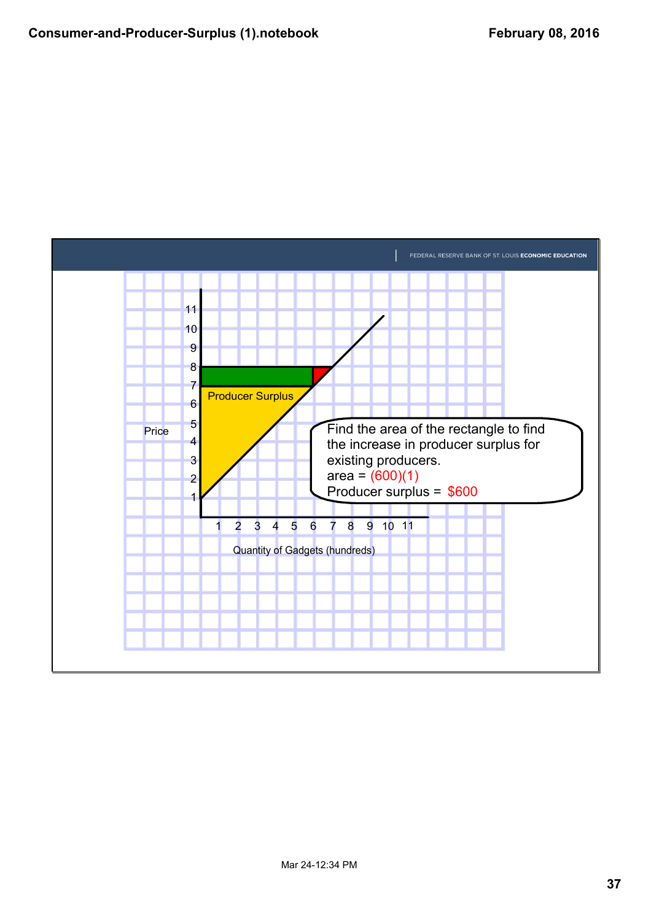FEDERAL RESERVE BANK OF ST. LOUIS **ECONOMIC EDUCATION**

Price

Producer Surplus

Quantity of Gadgets (hundreds)

Find the area of the rectangle to find the increase in producer surplus for existing producers.

area = (600)(1)

Producer surplus = $600

Mar 24-12:34 PM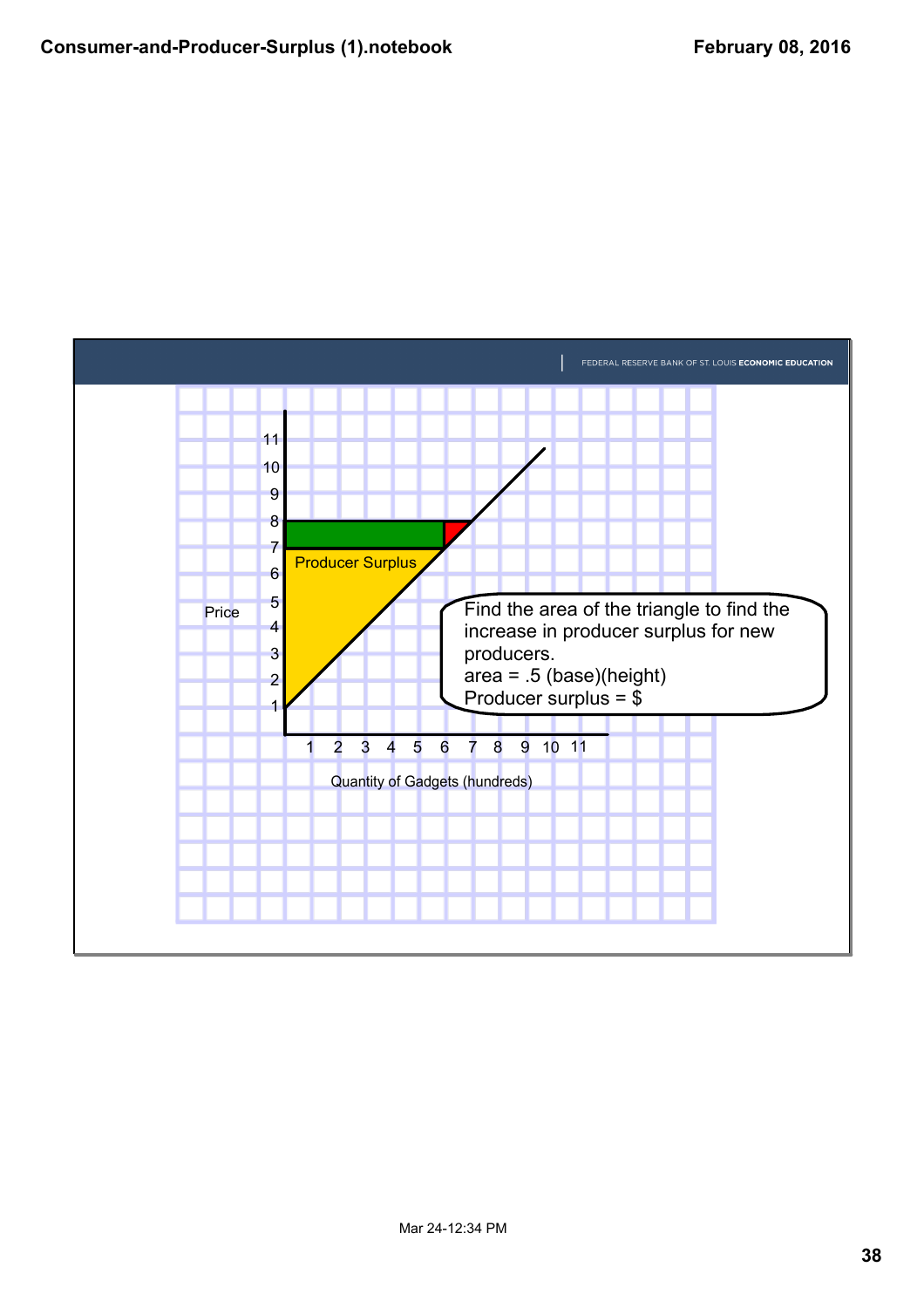FEDERAL RESERVE BANK OF ST. LOUIS **ECONOMIC EDUCATION**

Producer Surplus

Price

Quantity of Gadgets (hundreds)

Find the area of the triangle to find the increase in producer surplus for new producers.
area = .5 (base)(height)
Producer surplus = $

Mar 24-12:34 PM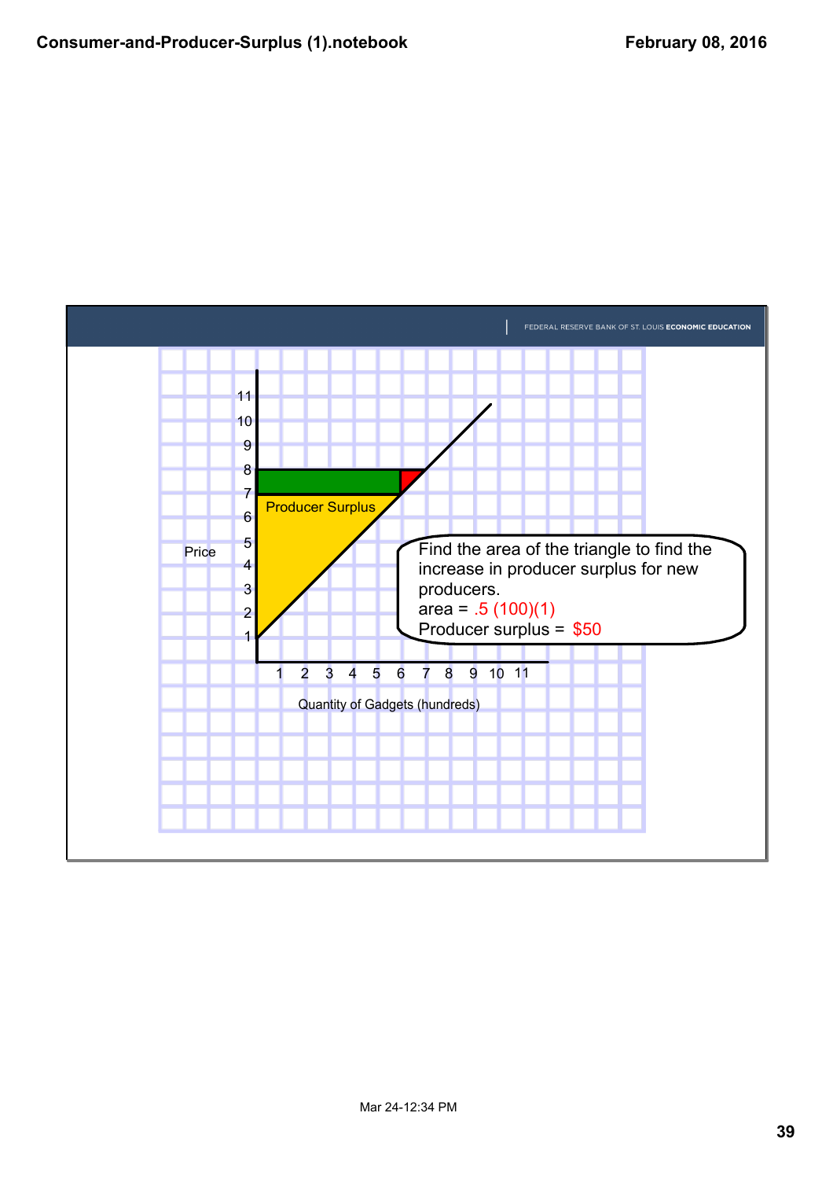FEDERAL RESERVE BANK OF ST. LOUIS **ECONOMIC EDUCATION**

Price

11
10
9
8
7
6
5
4
3
2
1

Producer Surplus

1 2 3 4 5 6 7 8 9 10 11

Quantity of Gadgets (hundreds)

Find the area of the triangle to find the increase in producer surplus for new producers.

area = .5 (100)(1)

Producer surplus = $50

Mar 24-12:34 PM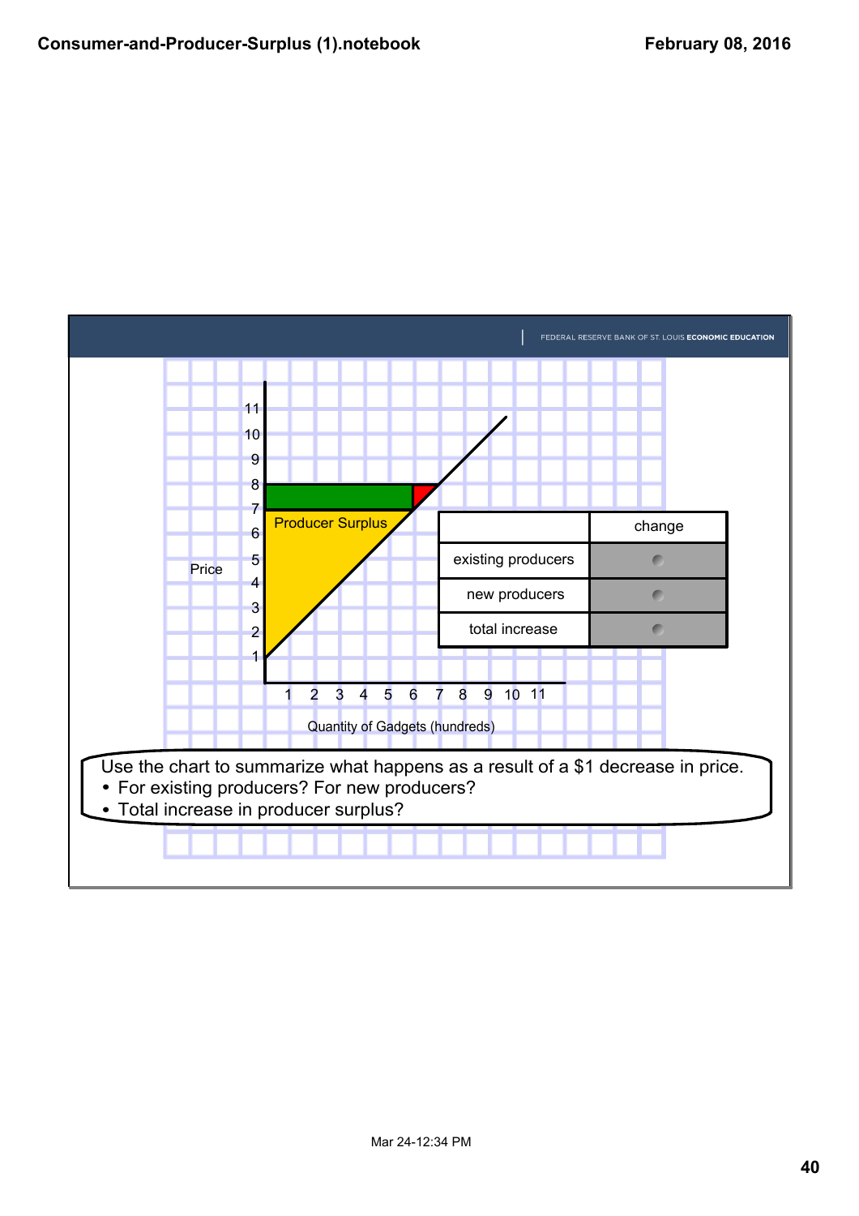FEDERAL RESERVE BANK OF ST. LOUIS **ECONOMIC EDUCATION**

Price

Producer Surplus

Quantity of Gadgets (hundreds)

| | change |
|---|---|
| existing producers | |
| new producers | |
| total increase | |

Use the chart to summarize what happens as a result of a $1 decrease in price.

- For existing producers? For new producers?
- Total increase in producer surplus?

Mar 24-12:34 PM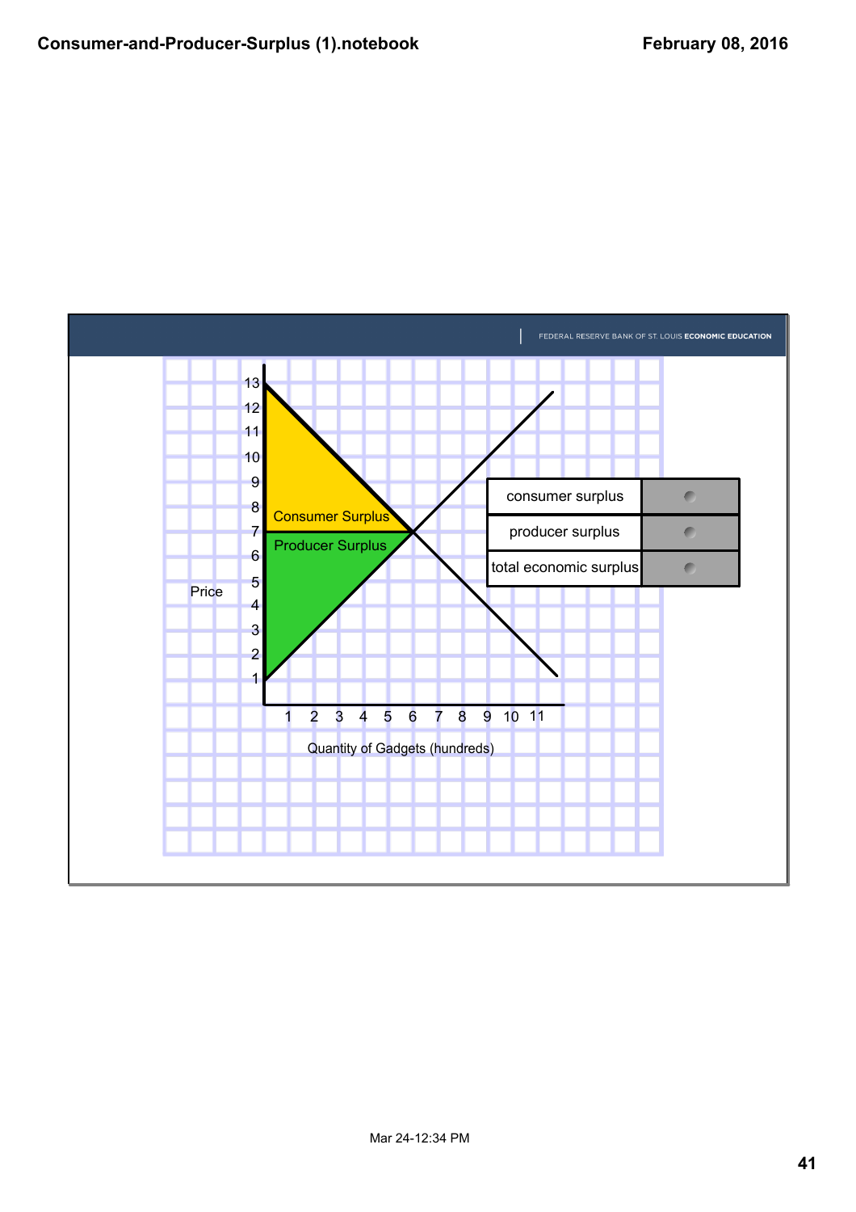FEDERAL RESERVE BANK OF ST. LOUIS **ECONOMIC EDUCATION**

Price

13
12
11
10
9
8
7
6
5
4
3
2
1

Consumer Surplus

Producer Surplus

1 2 3 4 5 6 7 8 9 10 11

Quantity of Gadgets (hundreds)

| consumer surplus | |
| --- | --- |
| producer surplus | |
| total economic surplus | |

Mar 24-12:34 PM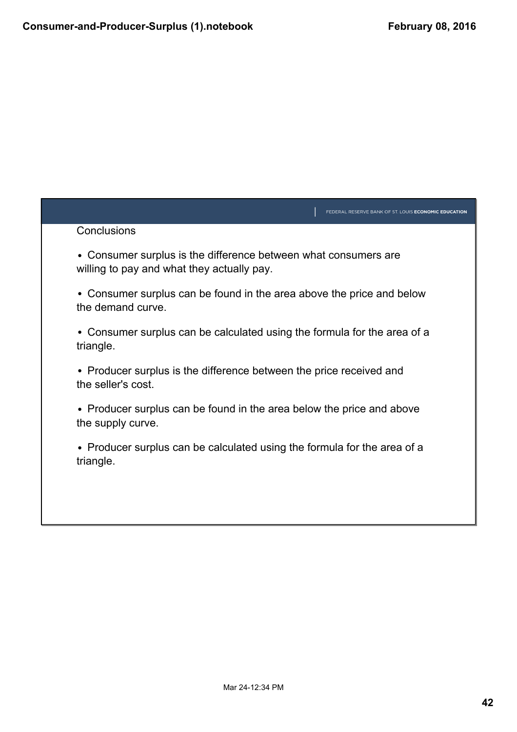FEDERAL RESERVE BANK OF ST. LOUIS **ECONOMIC EDUCATION**

Conclusions

- Consumer surplus is the difference between what consumers are willing to pay and what they actually pay.
- Consumer surplus can be found in the area above the price and below the demand curve.
- Consumer surplus can be calculated using the formula for the area of a triangle.
- Producer surplus is the difference between the price received and the seller's cost.
- Producer surplus can be found in the area below the price and above the supply curve.
- Producer surplus can be calculated using the formula for the area of a triangle.

Mar 24-12:34 PM